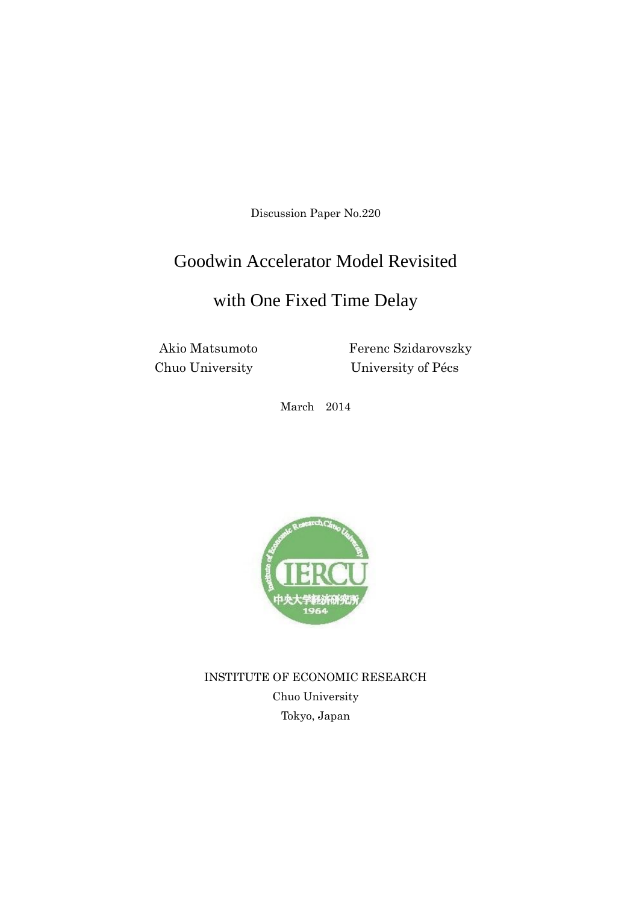Discussion Paper No.220

# Goodwin Accelerator Model Revisited

# with One Fixed Time Delay

Akio Matsumoto
Chuo University

Ferenc Szidarovszky
University of Pécs

March 2014

INSTITUTE OF ECONOMIC RESEARCH
Chuo University
Tokyo, Japan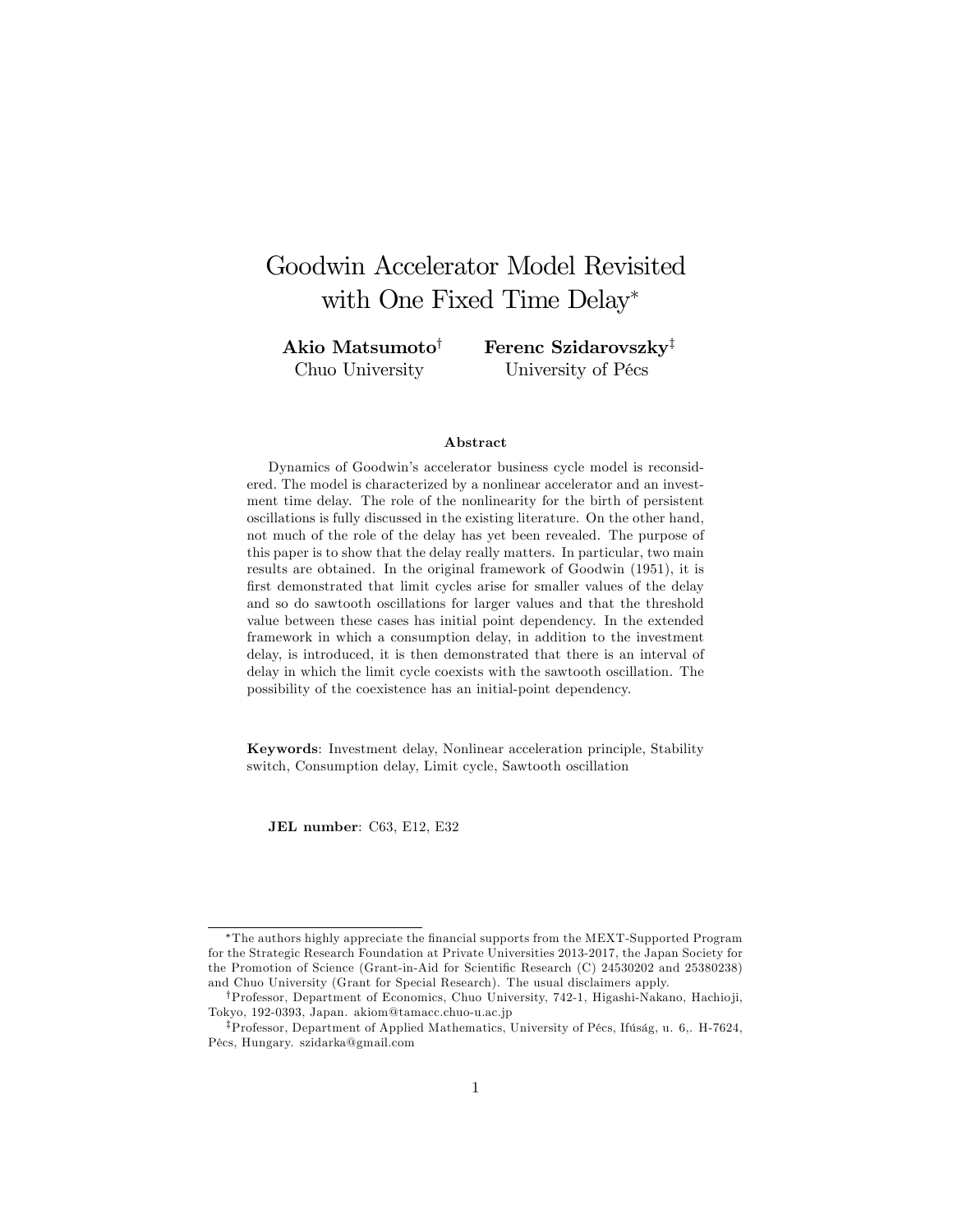# Goodwin Accelerator Model Revisited with One Fixed Time Delay*

**Akio Matsumoto**[†]
Chuo University

**Ferenc Szidarovszky**[‡]
University of Pécs

### Abstract

Dynamics of Goodwin's accelerator business cycle model is reconsidered. The model is characterized by a nonlinear accelerator and an investment time delay. The role of the nonlinearity for the birth of persistent oscillations is fully discussed in the existing literature. On the other hand, not much of the role of the delay has yet been revealed. The purpose of this paper is to show that the delay really matters. In particular, two main results are obtained. In the original framework of Goodwin (1951), it is first demonstrated that limit cycles arise for smaller values of the delay and so do sawtooth oscillations for larger values and that the threshold value between these cases has initial point dependency. In the extended framework in which a consumption delay, in addition to the investment delay, is introduced, it is then demonstrated that there is an interval of delay in which the limit cycle coexists with the sawtooth oscillation. The possibility of the coexistence has an initial-point dependency.

**Keywords**: Investment delay, Nonlinear acceleration principle, Stability switch, Consumption delay, Limit cycle, Sawtooth oscillation

**JEL number**: C63, E12, E32

---

*The authors highly appreciate the financial supports from the MEXT-Supported Program for the Strategic Research Foundation at Private Universities 2013-2017, the Japan Society for the Promotion of Science (Grant-in-Aid for Scientific Research (C) 24530202 and 25380238) and Chuo University (Grant for Special Research). The usual disclaimers apply.

[†]Professor, Department of Economics, Chuo University, 742-1, Higashi-Nakano, Hachioji, Tokyo, 192-0393, Japan. akiom@tamacc.chuo-u.ac.jp

[‡]Professor, Department of Applied Mathematics, University of Pécs, Ifúság, u. 6,. H-7624, Pécs, Hungary. szidarka@gmail.com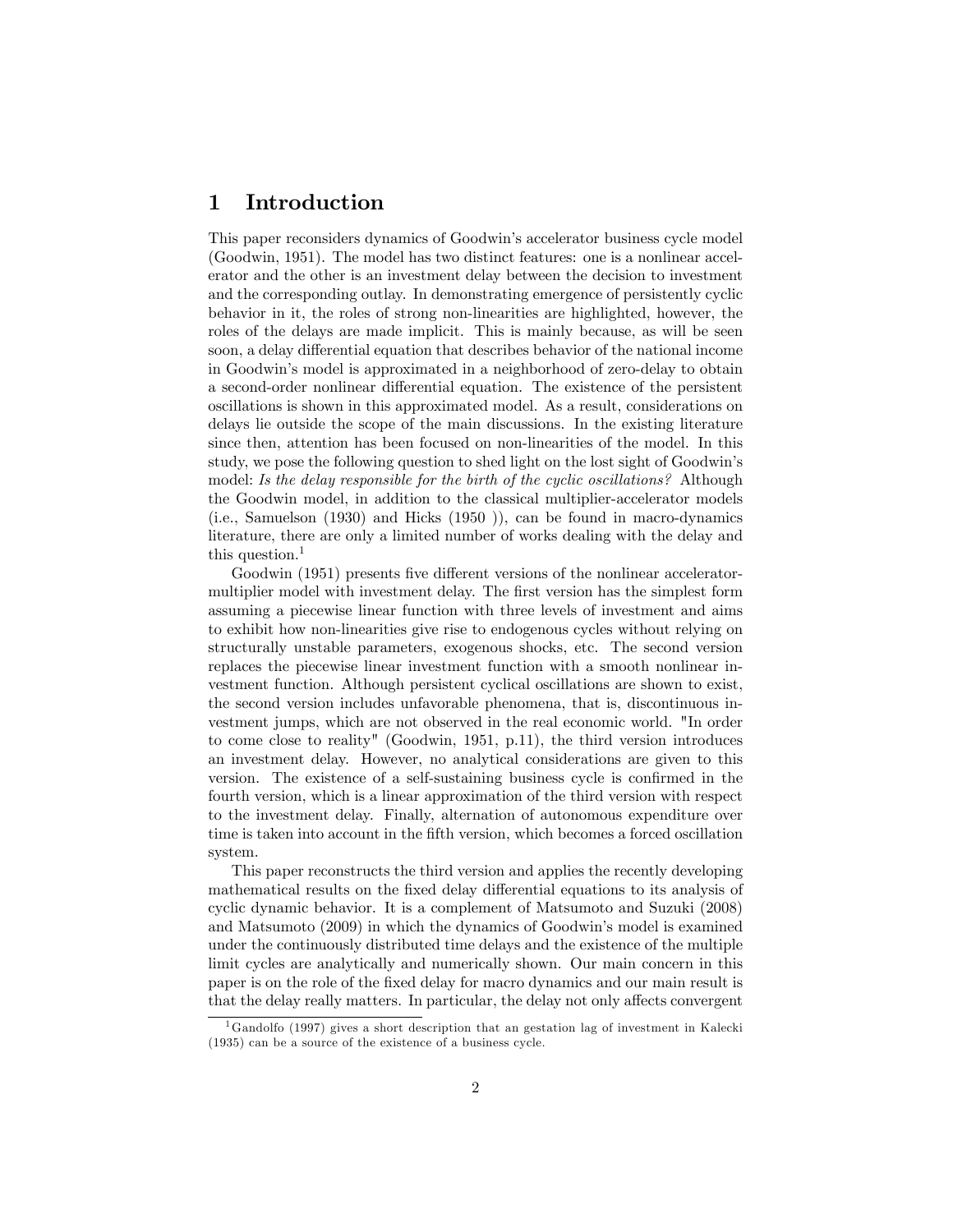# 1 Introduction

This paper reconsiders dynamics of Goodwin's accelerator business cycle model (Goodwin, 1951). The model has two distinct features: one is a nonlinear accelerator and the other is an investment delay between the decision to investment and the corresponding outlay. In demonstrating emergence of persistently cyclic behavior in it, the roles of strong non-linearities are highlighted, however, the roles of the delays are made implicit. This is mainly because, as will be seen soon, a delay differential equation that describes behavior of the national income in Goodwin's model is approximated in a neighborhood of zero-delay to obtain a second-order nonlinear differential equation. The existence of the persistent oscillations is shown in this approximated model. As a result, considerations on delays lie outside the scope of the main discussions. In the existing literature since then, attention has been focused on non-linearities of the model. In this study, we pose the following question to shed light on the lost sight of Goodwin's model: *Is the delay responsible for the birth of the cyclic oscillations?* Although the Goodwin model, in addition to the classical multiplier-accelerator models (i.e., Samuelson (1930) and Hicks (1950 )), can be found in macro-dynamics literature, there are only a limited number of works dealing with the delay and this question.[1]

Goodwin (1951) presents five different versions of the nonlinear accelerator-multiplier model with investment delay. The first version has the simplest form assuming a piecewise linear function with three levels of investment and aims to exhibit how non-linearities give rise to endogenous cycles without relying on structurally unstable parameters, exogenous shocks, etc. The second version replaces the piecewise linear investment function with a smooth nonlinear investment function. Although persistent cyclical oscillations are shown to exist, the second version includes unfavorable phenomena, that is, discontinuous investment jumps, which are not observed in the real economic world. "In order to come close to reality" (Goodwin, 1951, p.11), the third version introduces an investment delay. However, no analytical considerations are given to this version. The existence of a self-sustaining business cycle is confirmed in the fourth version, which is a linear approximation of the third version with respect to the investment delay. Finally, alternation of autonomous expenditure over time is taken into account in the fifth version, which becomes a forced oscillation system.

This paper reconstructs the third version and applies the recently developing mathematical results on the fixed delay differential equations to its analysis of cyclic dynamic behavior. It is a complement of Matsumoto and Suzuki (2008) and Matsumoto (2009) in which the dynamics of Goodwin's model is examined under the continuously distributed time delays and the existence of the multiple limit cycles are analytically and numerically shown. Our main concern in this paper is on the role of the fixed delay for macro dynamics and our main result is that the delay really matters. In particular, the delay not only affects convergent

[1] Gandolfo (1997) gives a short description that an gestation lag of investment in Kalecki (1935) can be a source of the existence of a business cycle.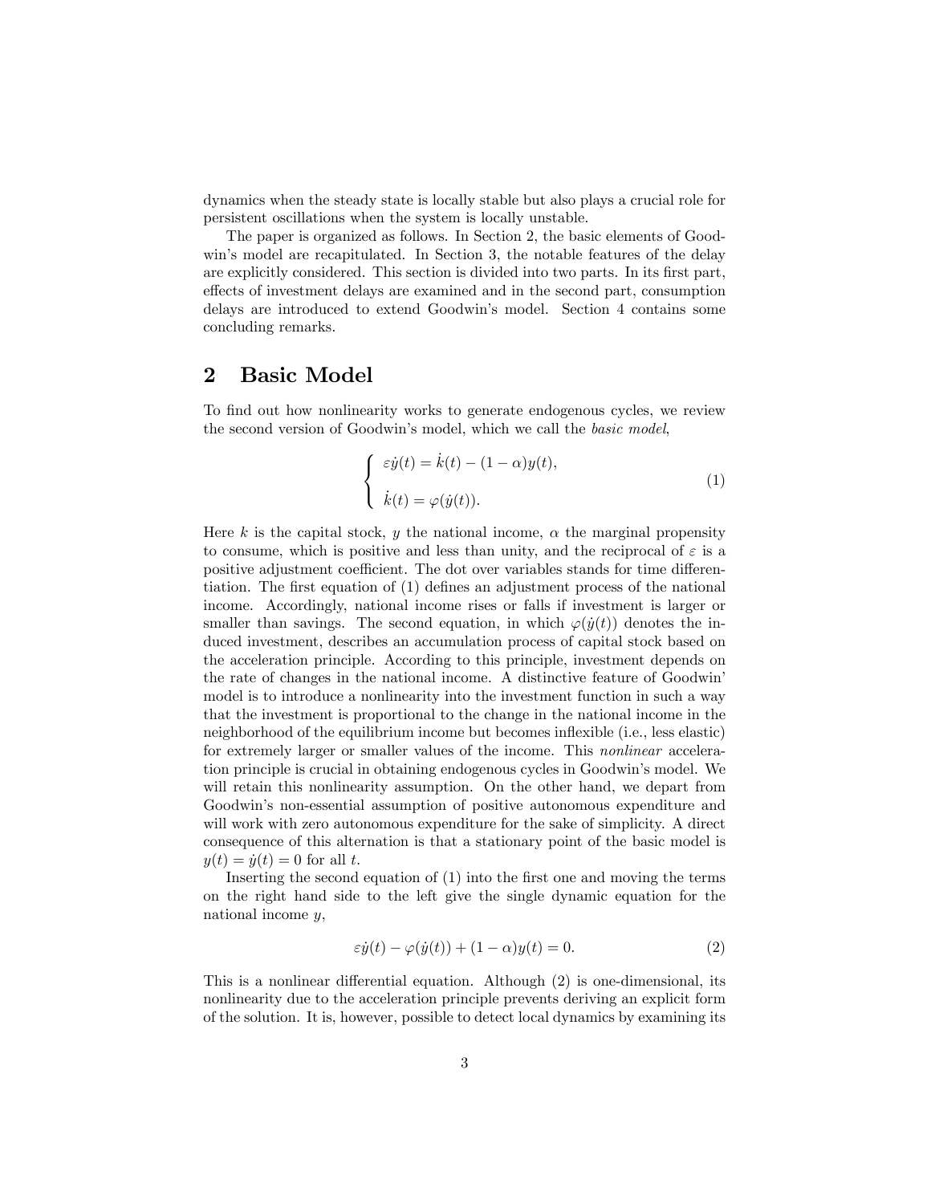dynamics when the steady state is locally stable but also plays a crucial role for persistent oscillations when the system is locally unstable.

The paper is organized as follows. In Section 2, the basic elements of Goodwin's model are recapitulated. In Section 3, the notable features of the delay are explicitly considered. This section is divided into two parts. In its first part, effects of investment delays are examined and in the second part, consumption delays are introduced to extend Goodwin's model. Section 4 contains some concluding remarks.

## 2 Basic Model

To find out how nonlinearity works to generate endogenous cycles, we review the second version of Goodwin's model, which we call the *basic model*,

$$\begin{cases} \varepsilon \dot{y}(t) = \dot{k}(t) - (1-\alpha)y(t), \\ \\ \dot{k}(t) = \varphi(\dot{y}(t)). \end{cases} \tag{1}$$

Here $k$ is the capital stock, $y$ the national income, $\alpha$ the marginal propensity to consume, which is positive and less than unity, and the reciprocal of $\varepsilon$ is a positive adjustment coefficient. The dot over variables stands for time differentiation. The first equation of (1) defines an adjustment process of the national income. Accordingly, national income rises or falls if investment is larger or smaller than savings. The second equation, in which $\varphi(\dot{y}(t))$ denotes the induced investment, describes an accumulation process of capital stock based on the acceleration principle. According to this principle, investment depends on the rate of changes in the national income. A distinctive feature of Goodwin' model is to introduce a nonlinearity into the investment function in such a way that the investment is proportional to the change in the national income in the neighborhood of the equilibrium income but becomes inflexible (i.e., less elastic) for extremely larger or smaller values of the income. This *nonlinear* acceleration principle is crucial in obtaining endogenous cycles in Goodwin's model. We will retain this nonlinearity assumption. On the other hand, we depart from Goodwin's non-essential assumption of positive autonomous expenditure and will work with zero autonomous expenditure for the sake of simplicity. A direct consequence of this alternation is that a stationary point of the basic model is $y(t) = \dot{y}(t) = 0$ for all $t$.

Inserting the second equation of (1) into the first one and moving the terms on the right hand side to the left give the single dynamic equation for the national income $y$,

$$\varepsilon \dot{y}(t) - \varphi(\dot{y}(t)) + (1-\alpha)y(t) = 0. \tag{2}$$

This is a nonlinear differential equation. Although (2) is one-dimensional, its nonlinearity due to the acceleration principle prevents deriving an explicit form of the solution. It is, however, possible to detect local dynamics by examining its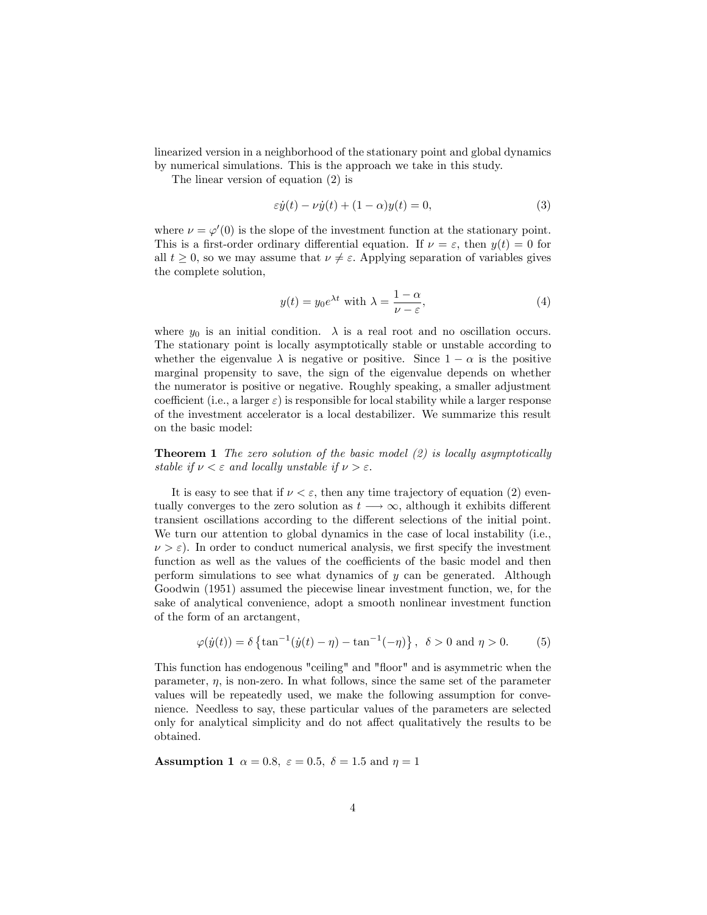linearized version in a neighborhood of the stationary point and global dynamics by numerical simulations. This is the approach we take in this study.

The linear version of equation (2) is

$$\varepsilon\dot{y}(t) - \nu\dot{y}(t) + (1-\alpha)y(t) = 0, \tag{3}$$

where $\nu = \varphi'(0)$ is the slope of the investment function at the stationary point. This is a first-order ordinary differential equation. If $\nu = \varepsilon$, then $y(t) = 0$ for all $t \geq 0$, so we may assume that $\nu \neq \varepsilon$. Applying separation of variables gives the complete solution,

$$y(t) = y_0 e^{\lambda t} \text{ with } \lambda = \frac{1-\alpha}{\nu - \varepsilon}, \tag{4}$$

where $y_0$ is an initial condition. $\lambda$ is a real root and no oscillation occurs. The stationary point is locally asymptotically stable or unstable according to whether the eigenvalue $\lambda$ is negative or positive. Since $1-\alpha$ is the positive marginal propensity to save, the sign of the eigenvalue depends on whether the numerator is positive or negative. Roughly speaking, a smaller adjustment coefficient (i.e., a larger $\varepsilon$) is responsible for local stability while a larger response of the investment accelerator is a local destabilizer. We summarize this result on the basic model:

**Theorem 1** *The zero solution of the basic model (2) is locally asymptotically stable if $\nu < \varepsilon$ and locally unstable if $\nu > \varepsilon$.*

It is easy to see that if $\nu < \varepsilon$, then any time trajectory of equation (2) eventually converges to the zero solution as $t \longrightarrow \infty$, although it exhibits different transient oscillations according to the different selections of the initial point. We turn our attention to global dynamics in the case of local instability (i.e., $\nu > \varepsilon$). In order to conduct numerical analysis, we first specify the investment function as well as the values of the coefficients of the basic model and then perform simulations to see what dynamics of $y$ can be generated. Although Goodwin (1951) assumed the piecewise linear investment function, we, for the sake of analytical convenience, adopt a smooth nonlinear investment function of the form of an arctangent,

$$\varphi(\dot{y}(t)) = \delta\left\{\tan^{-1}(\dot{y}(t) - \eta) - \tan^{-1}(-\eta)\right\}, \;\; \delta > 0 \text{ and } \eta > 0. \tag{5}$$

This function has endogenous "ceiling" and "floor" and is asymmetric when the parameter, $\eta$, is non-zero. In what follows, since the same set of the parameter values will be repeatedly used, we make the following assumption for convenience. Needless to say, these particular values of the parameters are selected only for analytical simplicity and do not affect qualitatively the results to be obtained.

**Assumption 1** $\alpha = 0.8, \; \varepsilon = 0.5, \; \delta = 1.5$ and $\eta = 1$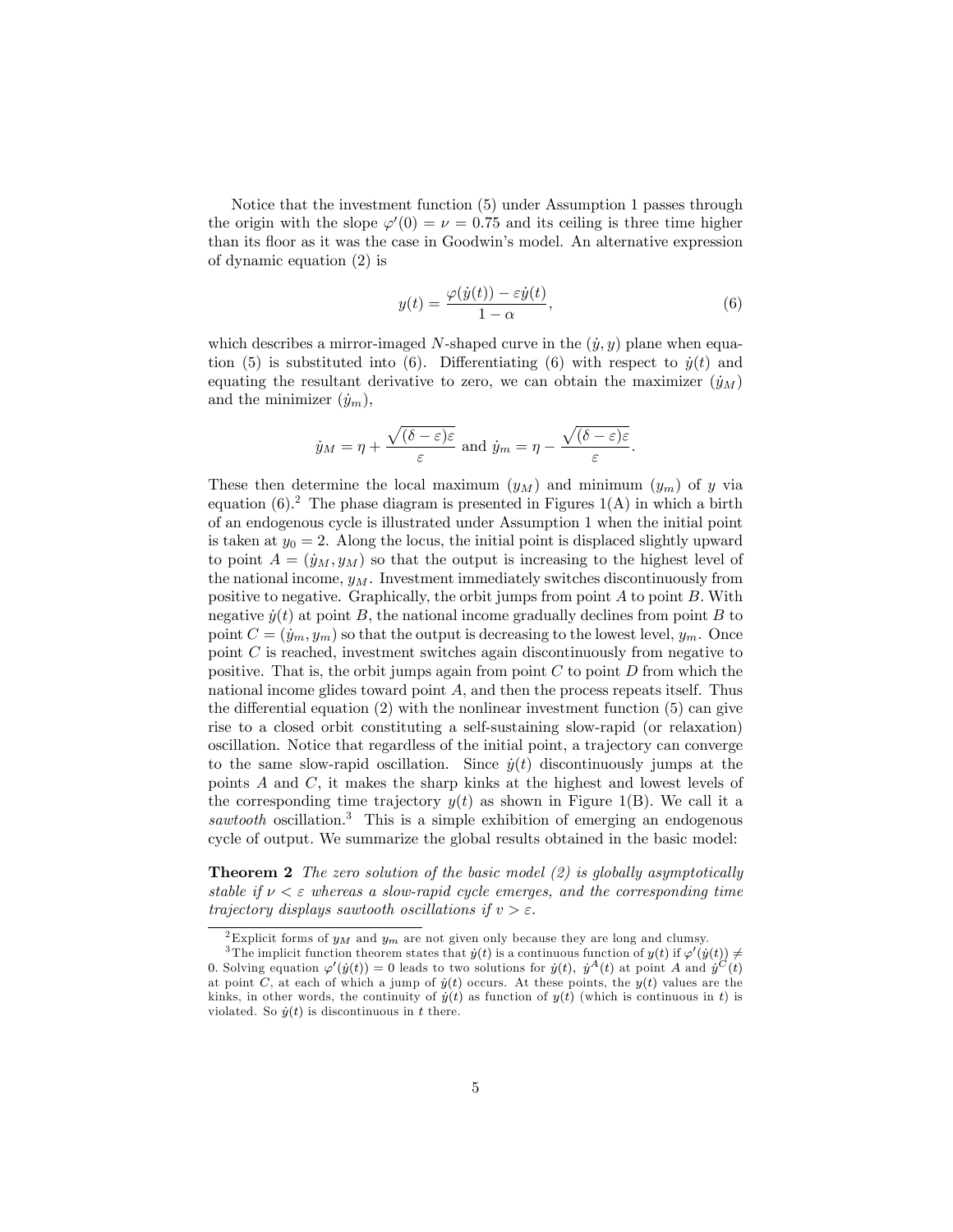Notice that the investment function (5) under Assumption 1 passes through the origin with the slope $\varphi'(0) = \nu = 0.75$ and its ceiling is three time higher than its floor as it was the case in Goodwin's model. An alternative expression of dynamic equation (2) is

$$y(t) = \frac{\varphi(\dot{y}(t)) - \varepsilon \dot{y}(t)}{1 - \alpha}, \tag{6}$$

which describes a mirror-imaged $N$-shaped curve in the $(\dot{y}, y)$ plane when equation (5) is substituted into (6). Differentiating (6) with respect to $\dot{y}(t)$ and equating the resultant derivative to zero, we can obtain the maximizer $(\dot{y}_M)$ and the minimizer $(\dot{y}_m)$,

$$\dot{y}_M = \eta + \frac{\sqrt{(\delta - \varepsilon)\varepsilon}}{\varepsilon} \text{ and } \dot{y}_m = \eta - \frac{\sqrt{(\delta - \varepsilon)\varepsilon}}{\varepsilon}.$$

These then determine the local maximum $(y_M)$ and minimum $(y_m)$ of $y$ via equation (6).[2] The phase diagram is presented in Figures 1(A) in which a birth of an endogenous cycle is illustrated under Assumption 1 when the initial point is taken at $y_0 = 2$. Along the locus, the initial point is displaced slightly upward to point $A = (\dot{y}_M, y_M)$ so that the output is increasing to the highest level of the national income, $y_M$. Investment immediately switches discontinuously from positive to negative. Graphically, the orbit jumps from point $A$ to point $B$. With negative $\dot{y}(t)$ at point $B$, the national income gradually declines from point $B$ to point $C = (\dot{y}_m, y_m)$ so that the output is decreasing to the lowest level, $y_m$. Once point $C$ is reached, investment switches again discontinuously from negative to positive. That is, the orbit jumps again from point $C$ to point $D$ from which the national income glides toward point $A$, and then the process repeats itself. Thus the differential equation (2) with the nonlinear investment function (5) can give rise to a closed orbit constituting a self-sustaining slow-rapid (or relaxation) oscillation. Notice that regardless of the initial point, a trajectory can converge to the same slow-rapid oscillation. Since $\dot{y}(t)$ discontinuously jumps at the points $A$ and $C$, it makes the sharp kinks at the highest and lowest levels of the corresponding time trajectory $y(t)$ as shown in Figure 1(B). We call it a *sawtooth* oscillation.[3] This is a simple exhibition of emerging an endogenous cycle of output. We summarize the global results obtained in the basic model:

**Theorem 2** *The zero solution of the basic model (2) is globally asymptotically stable if $\nu < \varepsilon$ whereas a slow-rapid cycle emerges, and the corresponding time trajectory displays sawtooth oscillations if $v > \varepsilon$.*

---

[2] Explicit forms of $y_M$ and $y_m$ are not given only because they are long and clumsy.

[3] The implicit function theorem states that $\dot{y}(t)$ is a continuous function of $y(t)$ if $\varphi'(\dot{y}(t)) \neq 0$. Solving equation $\varphi'(\dot{y}(t)) = 0$ leads to two solutions for $\dot{y}(t)$, $\dot{y}^A(t)$ at point $A$ and $\dot{y}^C(t)$ at point $C$, at each of which a jump of $\dot{y}(t)$ occurs. At these points, the $y(t)$ values are the kinks, in other words, the continuity of $\dot{y}(t)$ as function of $y(t)$ (which is continuous in $t$) is violated. So $\dot{y}(t)$ is discontinuous in $t$ there.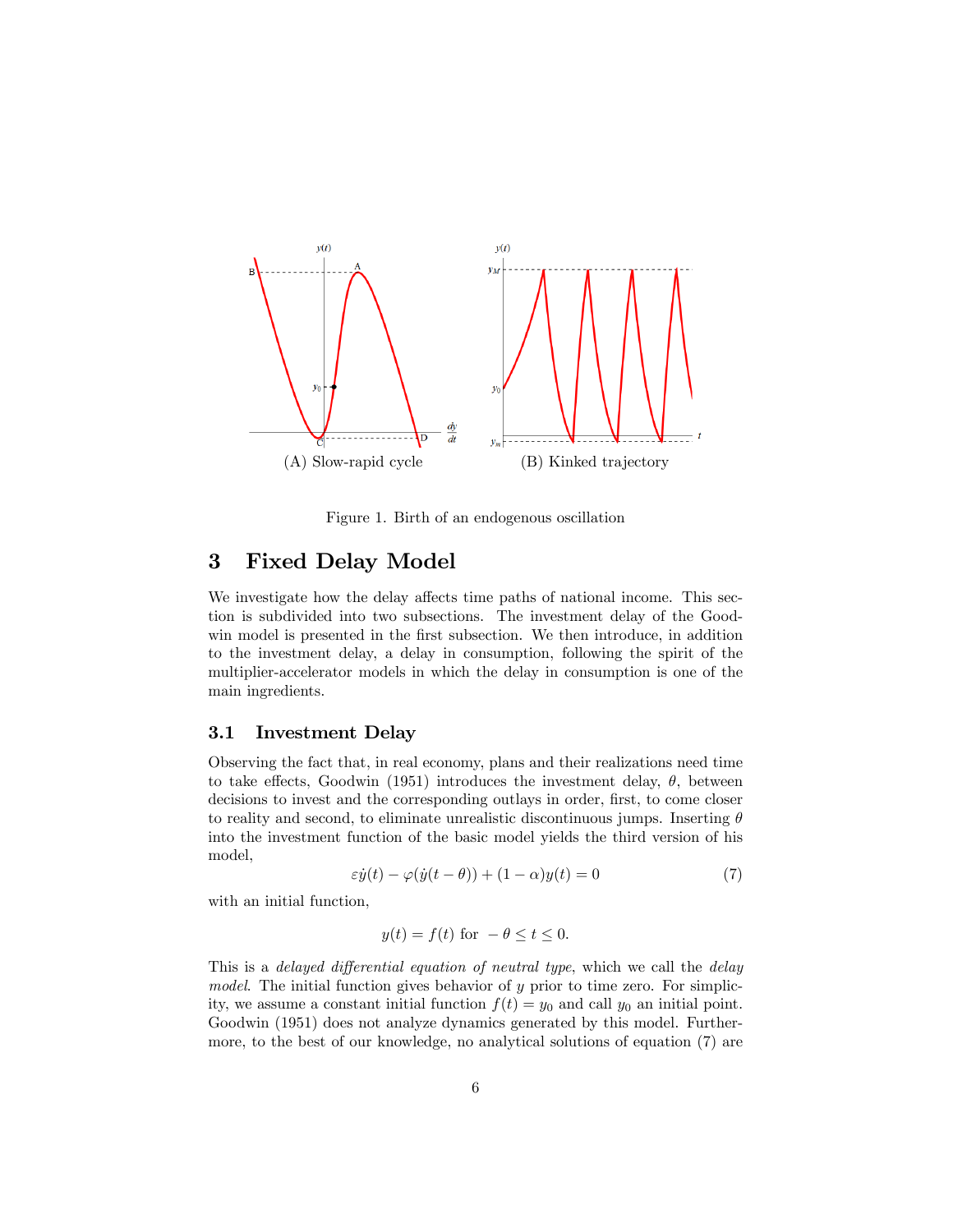(A) Slow-rapid cycle

(B) Kinked trajectory

Figure 1. Birth of an endogenous oscillation

## 3 Fixed Delay Model

We investigate how the delay affects time paths of national income. This section is subdivided into two subsections. The investment delay of the Goodwin model is presented in the first subsection. We then introduce, in addition to the investment delay, a delay in consumption, following the spirit of the multiplier-accelerator models in which the delay in consumption is one of the main ingredients.

### 3.1 Investment Delay

Observing the fact that, in real economy, plans and their realizations need time to take effects, Goodwin (1951) introduces the investment delay, $\theta$, between decisions to invest and the corresponding outlays in order, first, to come closer to reality and second, to eliminate unrealistic discontinuous jumps. Inserting $\theta$ into the investment function of the basic model yields the third version of his model,

$$\varepsilon\dot{y}(t) - \varphi(\dot{y}(t-\theta)) + (1-\alpha)y(t) = 0 \tag{7}$$

with an initial function,

$$y(t) = f(t) \text{ for } -\theta \leq t \leq 0.$$

This is a *delayed differential equation of neutral type*, which we call the *delay model*. The initial function gives behavior of $y$ prior to time zero. For simplicity, we assume a constant initial function $f(t) = y_0$ and call $y_0$ an initial point. Goodwin (1951) does not analyze dynamics generated by this model. Furthermore, to the best of our knowledge, no analytical solutions of equation (7) are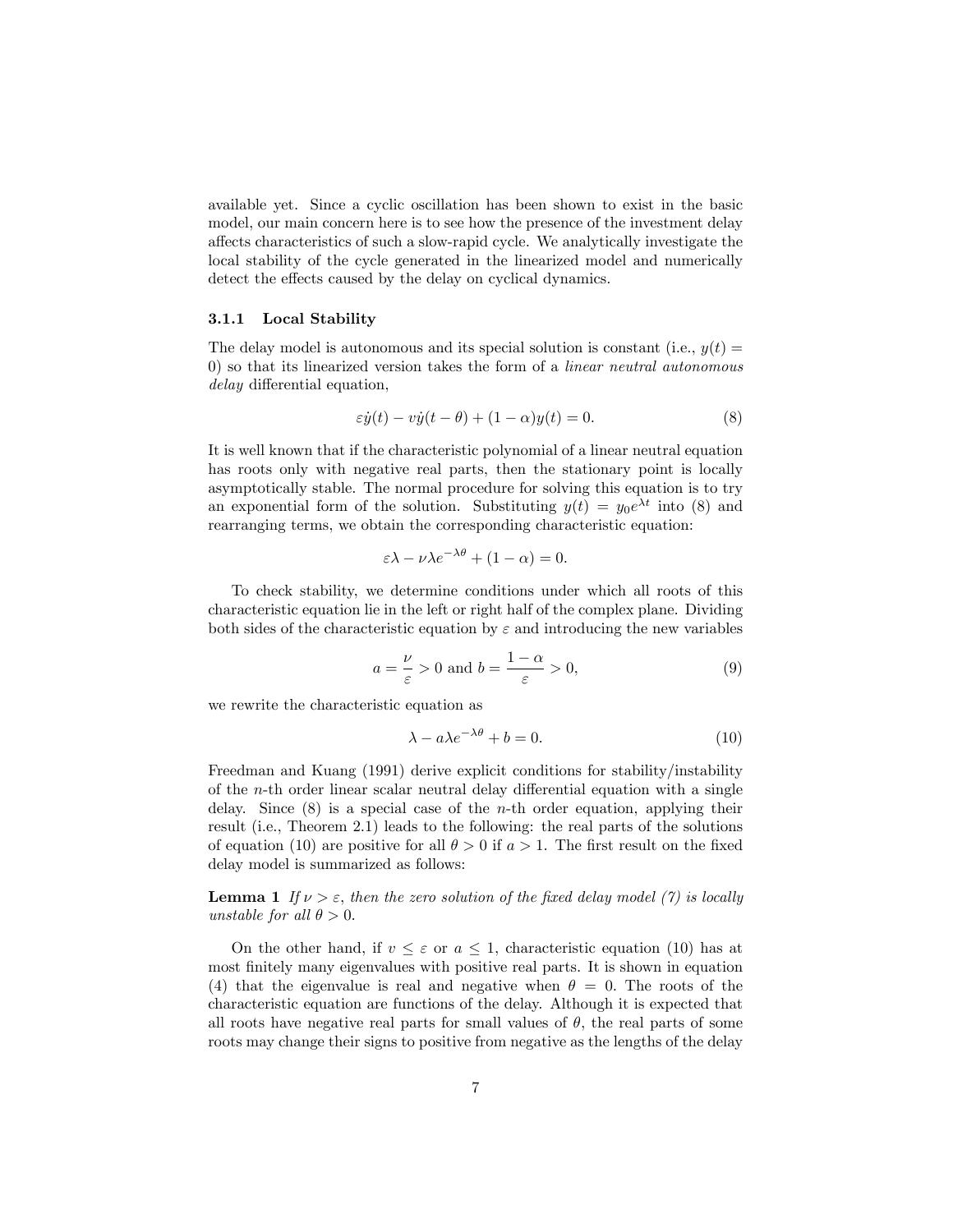available yet. Since a cyclic oscillation has been shown to exist in the basic model, our main concern here is to see how the presence of the investment delay affects characteristics of such a slow-rapid cycle. We analytically investigate the local stability of the cycle generated in the linearized model and numerically detect the effects caused by the delay on cyclical dynamics.

### 3.1.1 Local Stability

The delay model is autonomous and its special solution is constant (i.e., $y(t) = 0$) so that its linearized version takes the form of a *linear neutral autonomous delay* differential equation,

$$\varepsilon \dot{y}(t) - v\dot{y}(t-\theta) + (1-\alpha)y(t) = 0. \tag{8}$$

It is well known that if the characteristic polynomial of a linear neutral equation has roots only with negative real parts, then the stationary point is locally asymptotically stable. The normal procedure for solving this equation is to try an exponential form of the solution. Substituting $y(t) = y_0 e^{\lambda t}$ into (8) and rearranging terms, we obtain the corresponding characteristic equation:

$$\varepsilon\lambda - \nu\lambda e^{-\lambda\theta} + (1-\alpha) = 0.$$

To check stability, we determine conditions under which all roots of this characteristic equation lie in the left or right half of the complex plane. Dividing both sides of the characteristic equation by $\varepsilon$ and introducing the new variables

$$a = \frac{\nu}{\varepsilon} > 0 \text{ and } b = \frac{1-\alpha}{\varepsilon} > 0, \tag{9}$$

we rewrite the characteristic equation as

$$\lambda - a\lambda e^{-\lambda\theta} + b = 0. \tag{10}$$

Freedman and Kuang (1991) derive explicit conditions for stability/instability of the $n$-th order linear scalar neutral delay differential equation with a single delay. Since (8) is a special case of the $n$-th order equation, applying their result (i.e., Theorem 2.1) leads to the following: the real parts of the solutions of equation (10) are positive for all $\theta > 0$ if $a > 1$. The first result on the fixed delay model is summarized as follows:

**Lemma 1** *If $\nu > \varepsilon$, then the zero solution of the fixed delay model (7) is locally unstable for all $\theta > 0$.*

On the other hand, if $v \leq \varepsilon$ or $a \leq 1$, characteristic equation (10) has at most finitely many eigenvalues with positive real parts. It is shown in equation (4) that the eigenvalue is real and negative when $\theta = 0$. The roots of the characteristic equation are functions of the delay. Although it is expected that all roots have negative real parts for small values of $\theta$, the real parts of some roots may change their signs to positive from negative as the lengths of the delay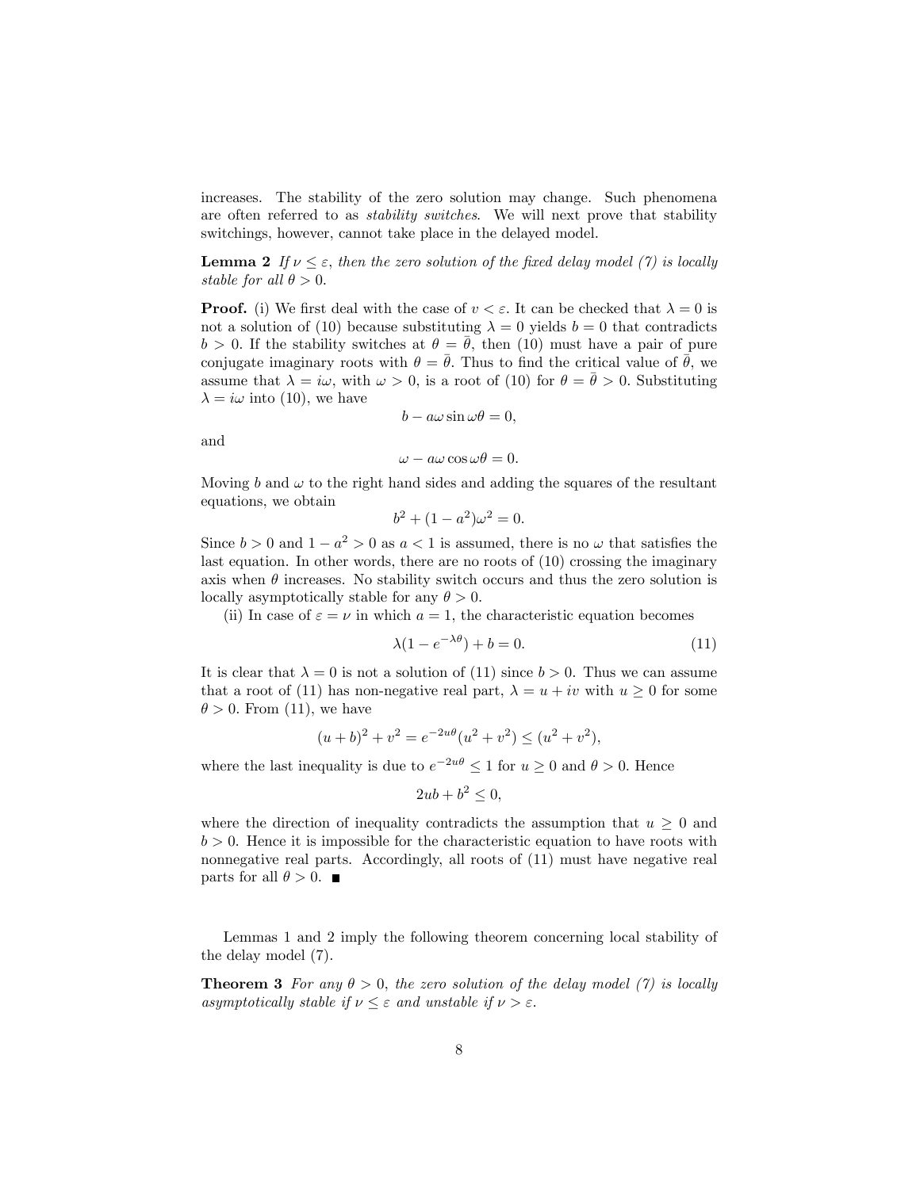increases. The stability of the zero solution may change. Such phenomena are often referred to as *stability switches*. We will next prove that stability switchings, however, cannot take place in the delayed model.

**Lemma 2** *If $\nu \leq \varepsilon$, then the zero solution of the fixed delay model (7) is locally stable for all $\theta > 0$.*

**Proof.** (i) We first deal with the case of $v < \varepsilon$. It can be checked that $\lambda = 0$ is not a solution of (10) because substituting $\lambda = 0$ yields $b = 0$ that contradicts $b > 0$. If the stability switches at $\theta = \bar{\theta}$, then (10) must have a pair of pure conjugate imaginary roots with $\theta = \bar{\theta}$. Thus to find the critical value of $\bar{\theta}$, we assume that $\lambda = i\omega$, with $\omega > 0$, is a root of (10) for $\theta = \bar{\theta} > 0$. Substituting $\lambda = i\omega$ into (10), we have

$$b - a\omega \sin \omega\theta = 0,$$

and

$$\omega - a\omega \cos \omega\theta = 0.$$

Moving $b$ and $\omega$ to the right hand sides and adding the squares of the resultant equations, we obtain

$$b^2 + (1 - a^2)\omega^2 = 0.$$

Since $b > 0$ and $1 - a^2 > 0$ as $a < 1$ is assumed, there is no $\omega$ that satisfies the last equation. In other words, there are no roots of (10) crossing the imaginary axis when $\theta$ increases. No stability switch occurs and thus the zero solution is locally asymptotically stable for any $\theta > 0$.

(ii) In case of $\varepsilon = \nu$ in which $a = 1$, the characteristic equation becomes

$$\lambda(1 - e^{-\lambda\theta}) + b = 0. \tag{11}$$

It is clear that $\lambda = 0$ is not a solution of (11) since $b > 0$. Thus we can assume that a root of (11) has non-negative real part, $\lambda = u + iv$ with $u \geq 0$ for some $\theta > 0$. From (11), we have

$$(u + b)^2 + v^2 = e^{-2u\theta}(u^2 + v^2) \leq (u^2 + v^2),$$

where the last inequality is due to $e^{-2u\theta} \leq 1$ for $u \geq 0$ and $\theta > 0$. Hence

$$2ub + b^2 \leq 0,$$

where the direction of inequality contradicts the assumption that $u \geq 0$ and $b > 0$. Hence it is impossible for the characteristic equation to have roots with nonnegative real parts. Accordingly, all roots of (11) must have negative real parts for all $\theta > 0$. ■

Lemmas 1 and 2 imply the following theorem concerning local stability of the delay model (7).

**Theorem 3** *For any $\theta > 0$, the zero solution of the delay model (7) is locally asymptotically stable if $\nu \leq \varepsilon$ and unstable if $\nu > \varepsilon$.*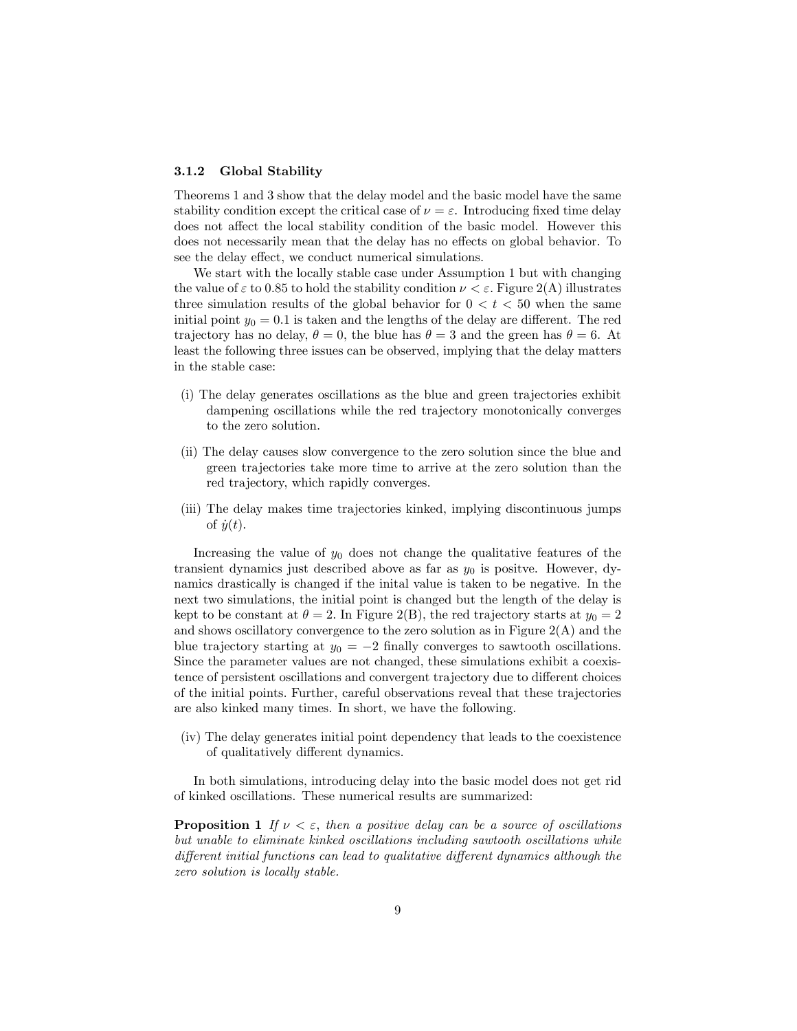### 3.1.2 Global Stability

Theorems 1 and 3 show that the delay model and the basic model have the same stability condition except the critical case of $\nu = \varepsilon$. Introducing fixed time delay does not affect the local stability condition of the basic model. However this does not necessarily mean that the delay has no effects on global behavior. To see the delay effect, we conduct numerical simulations.

We start with the locally stable case under Assumption 1 but with changing the value of $\varepsilon$ to 0.85 to hold the stability condition $\nu < \varepsilon$. Figure 2(A) illustrates three simulation results of the global behavior for $0 < t < 50$ when the same initial point $y_0 = 0.1$ is taken and the lengths of the delay are different. The red trajectory has no delay, $\theta = 0$, the blue has $\theta = 3$ and the green has $\theta = 6$. At least the following three issues can be observed, implying that the delay matters in the stable case:

(i) The delay generates oscillations as the blue and green trajectories exhibit dampening oscillations while the red trajectory monotonically converges to the zero solution.

(ii) The delay causes slow convergence to the zero solution since the blue and green trajectories take more time to arrive at the zero solution than the red trajectory, which rapidly converges.

(iii) The delay makes time trajectories kinked, implying discontinuous jumps of $\dot{y}(t)$.

Increasing the value of $y_0$ does not change the qualitative features of the transient dynamics just described above as far as $y_0$ is positve. However, dynamics drastically is changed if the inital value is taken to be negative. In the next two simulations, the initial point is changed but the length of the delay is kept to be constant at $\theta = 2$. In Figure 2(B), the red trajectory starts at $y_0 = 2$ and shows oscillatory convergence to the zero solution as in Figure 2(A) and the blue trajectory starting at $y_0 = -2$ finally converges to sawtooth oscillations. Since the parameter values are not changed, these simulations exhibit a coexistence of persistent oscillations and convergent trajectory due to different choices of the initial points. Further, careful observations reveal that these trajectories are also kinked many times. In short, we have the following.

(iv) The delay generates initial point dependency that leads to the coexistence of qualitatively different dynamics.

In both simulations, introducing delay into the basic model does not get rid of kinked oscillations. These numerical results are summarized:

**Proposition 1** *If $\nu < \varepsilon$, then a positive delay can be a source of oscillations but unable to eliminate kinked oscillations including sawtooth oscillations while different initial functions can lead to qualitative different dynamics although the zero solution is locally stable.*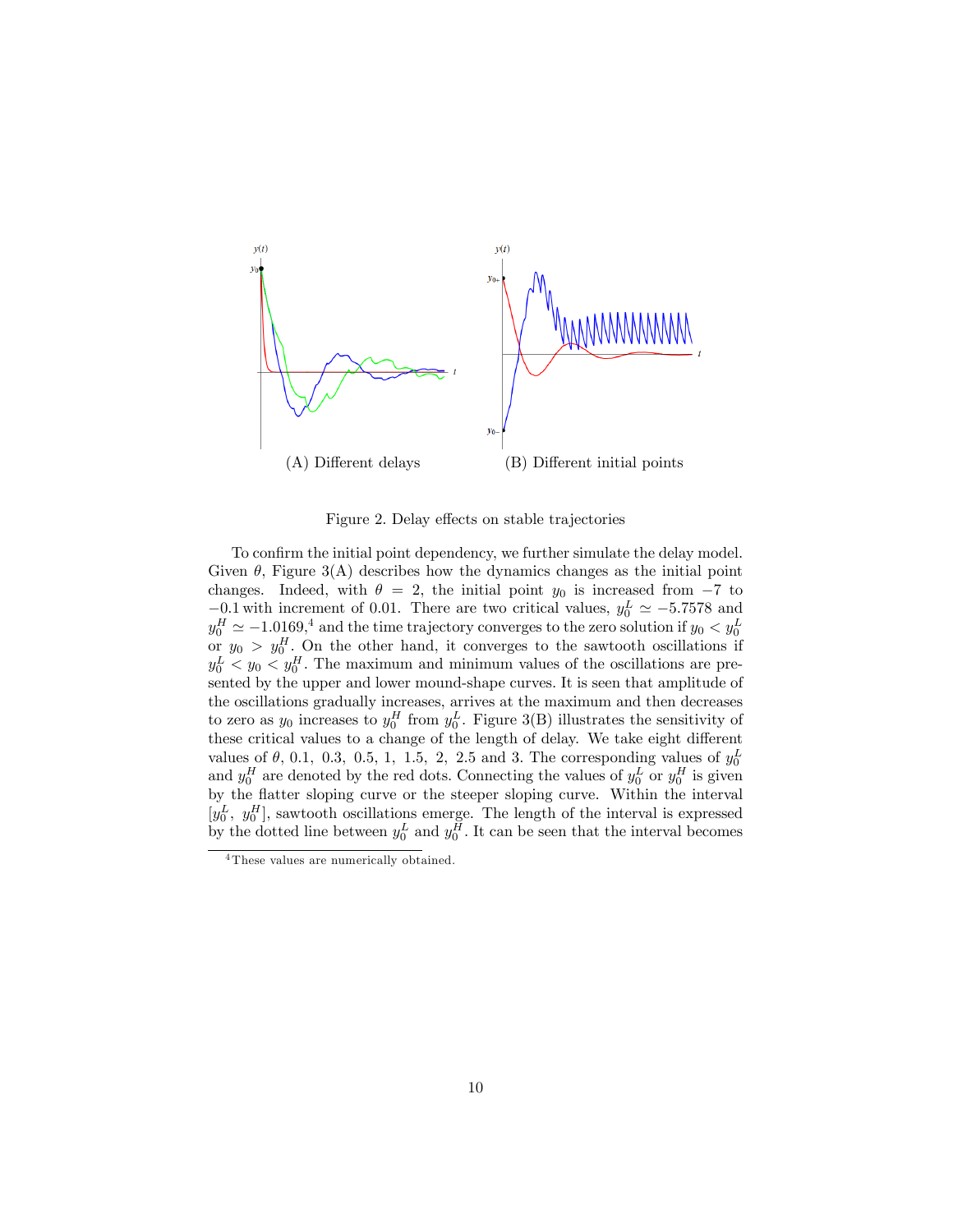(A) Different delays

(B) Different initial points

Figure 2. Delay effects on stable trajectories

To confirm the initial point dependency, we further simulate the delay model. Given $\theta$, Figure 3(A) describes how the dynamics changes as the initial point changes. Indeed, with $\theta = 2$, the initial point $y_0$ is increased from $-7$ to $-0.1$ with increment of 0.01. There are two critical values, $y_0^L \simeq -5.7578$ and $y_0^H \simeq -1.0169$,[4] and the time trajectory converges to the zero solution if $y_0 < y_0^L$ or $y_0 > y_0^H$. On the other hand, it converges to the sawtooth oscillations if $y_0^L < y_0 < y_0^H$. The maximum and minimum values of the oscillations are presented by the upper and lower mound-shape curves. It is seen that amplitude of the oscillations gradually increases, arrives at the maximum and then decreases to zero as $y_0$ increases to $y_0^H$ from $y_0^L$. Figure 3(B) illustrates the sensitivity of these critical values to a change of the length of delay. We take eight different values of $\theta$, 0.1, 0.3, 0.5, 1, 1.5, 2, 2.5 and 3. The corresponding values of $y_0^L$ and $y_0^H$ are denoted by the red dots. Connecting the values of $y_0^L$ or $y_0^H$ is given by the flatter sloping curve or the steeper sloping curve. Within the interval $[y_0^L, y_0^H]$, sawtooth oscillations emerge. The length of the interval is expressed by the dotted line between $y_0^L$ and $y_0^H$. It can be seen that the interval becomes

[4] These values are numerically obtained.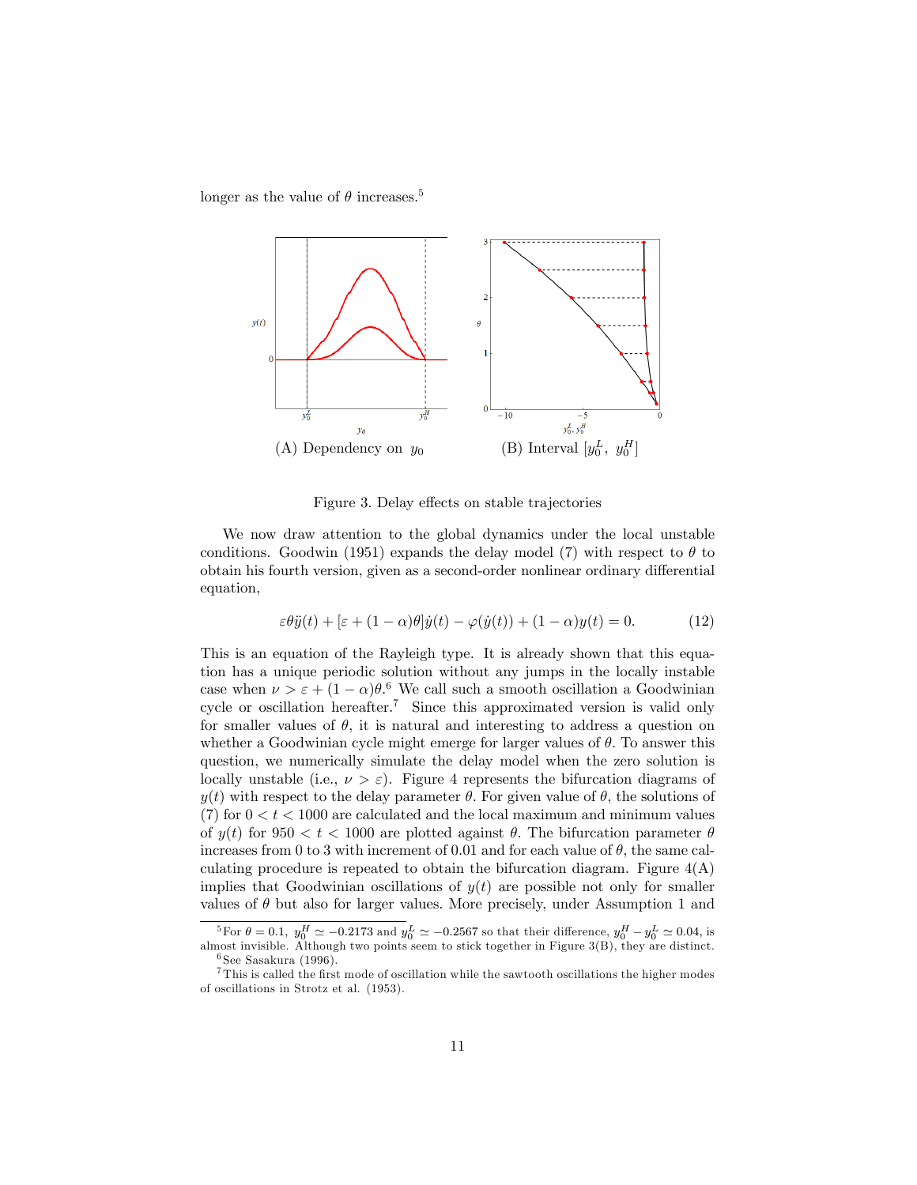longer as the value of $\theta$ increases.[5]

(A) Dependency on $y_0$ (B) Interval $[y_0^L, \ y_0^H]$

Figure 3. Delay effects on stable trajectories

We now draw attention to the global dynamics under the local unstable conditions. Goodwin (1951) expands the delay model (7) with respect to $\theta$ to obtain his fourth version, given as a second-order nonlinear ordinary differential equation,

$$\varepsilon\theta\ddot{y}(t) + [\varepsilon + (1-\alpha)\theta]\dot{y}(t) - \varphi(\dot{y}(t)) + (1-\alpha)y(t) = 0. \tag{12}$$

This is an equation of the Rayleigh type. It is already shown that this equation has a unique periodic solution without any jumps in the locally instable case when $\nu > \varepsilon + (1-\alpha)\theta$.[6] We call such a smooth oscillation a Goodwinian cycle or oscillation hereafter.[7] Since this approximated version is valid only for smaller values of $\theta$, it is natural and interesting to address a question on whether a Goodwinian cycle might emerge for larger values of $\theta$. To answer this question, we numerically simulate the delay model when the zero solution is locally unstable (i.e., $\nu > \varepsilon$). Figure 4 represents the bifurcation diagrams of $y(t)$ with respect to the delay parameter $\theta$. For given value of $\theta$, the solutions of (7) for $0 < t < 1000$ are calculated and the local maximum and minimum values of $y(t)$ for $950 < t < 1000$ are plotted against $\theta$. The bifurcation parameter $\theta$ increases from 0 to 3 with increment of 0.01 and for each value of $\theta$, the same calculating procedure is repeated to obtain the bifurcation diagram. Figure 4(A) implies that Goodwinian oscillations of $y(t)$ are possible not only for smaller values of $\theta$ but also for larger values. More precisely, under Assumption 1 and

[5] For $\theta = 0.1$, $y_0^H \simeq -0.2173$ and $y_0^L \simeq -0.2567$ so that their difference, $y_0^H - y_0^L \simeq 0.04$, is almost invisible. Although two points seem to stick together in Figure 3(B), they are distinct.

[6] See Sasakura (1996).

[7] This is called the first mode of oscillation while the sawtooth oscillations the higher modes of oscillations in Strotz et al. (1953).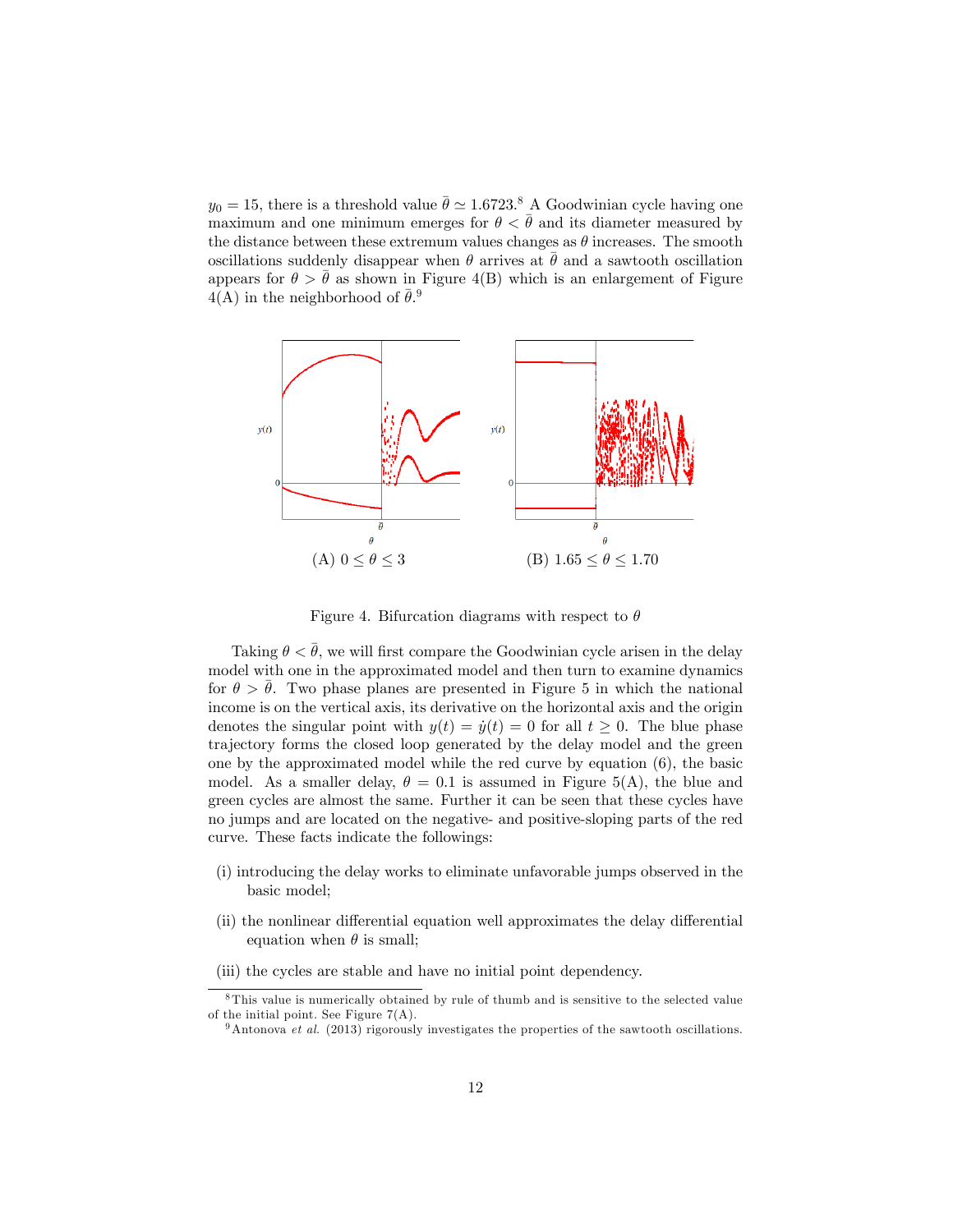$y_0 = 15$, there is a threshold value $\bar{\theta} \simeq 1.6723$.[8] A Goodwinian cycle having one maximum and one minimum emerges for $\theta < \bar{\theta}$ and its diameter measured by the distance between these extremum values changes as $\theta$ increases. The smooth oscillations suddenly disappear when $\theta$ arrives at $\bar{\theta}$ and a sawtooth oscillation appears for $\theta > \bar{\theta}$ as shown in Figure 4(B) which is an enlargement of Figure 4(A) in the neighborhood of $\bar{\theta}$.[9]

(A) $0 \leq \theta \leq 3$ (B) $1.65 \leq \theta \leq 1.70$

Figure 4. Bifurcation diagrams with respect to $\theta$

Taking $\theta < \bar{\theta}$, we will first compare the Goodwinian cycle arisen in the delay model with one in the approximated model and then turn to examine dynamics for $\theta > \bar{\theta}$. Two phase planes are presented in Figure 5 in which the national income is on the vertical axis, its derivative on the horizontal axis and the origin denotes the singular point with $y(t) = \dot{y}(t) = 0$ for all $t \geq 0$. The blue phase trajectory forms the closed loop generated by the delay model and the green one by the approximated model while the red curve by equation (6), the basic model. As a smaller delay, $\theta = 0.1$ is assumed in Figure 5(A), the blue and green cycles are almost the same. Further it can be seen that these cycles have no jumps and are located on the negative- and positive-sloping parts of the red curve. These facts indicate the followings:

(i) introducing the delay works to eliminate unfavorable jumps observed in the basic model;

(ii) the nonlinear differential equation well approximates the delay differential equation when $\theta$ is small;

(iii) the cycles are stable and have no initial point dependency.

[8] This value is numerically obtained by rule of thumb and is sensitive to the selected value of the initial point. See Figure 7(A).

[9] Antonova *et al.* (2013) rigorously investigates the properties of the sawtooth oscillations.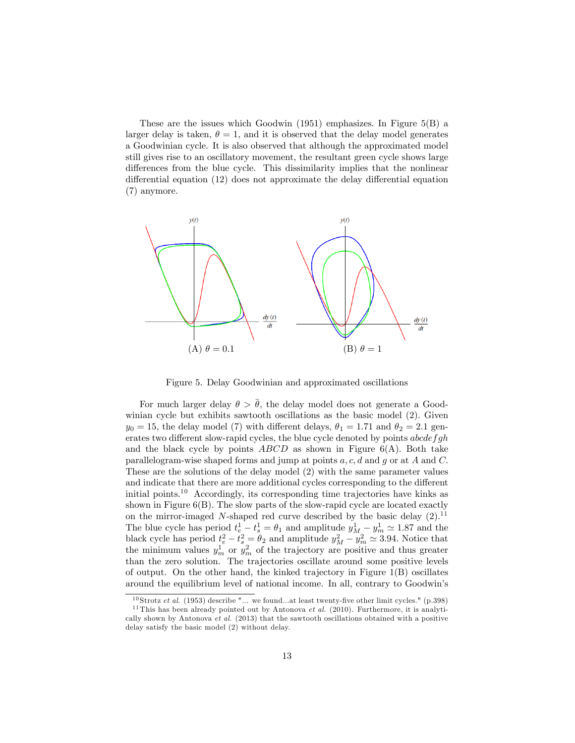These are the issues which Goodwin (1951) emphasizes. In Figure 5(B) a larger delay is taken, $\theta = 1$, and it is observed that the delay model generates a Goodwinian cycle. It is also observed that although the approximated model still gives rise to an oscillatory movement, the resultant green cycle shows large differences from the blue cycle. This dissimilarity implies that the nonlinear differential equation (12) does not approximate the delay differential equation (7) anymore.

(A) $\theta = 0.1$

(B) $\theta = 1$

Figure 5. Delay Goodwinian and approximated oscillations

For much larger delay $\theta > \bar{\theta}$, the delay model does not generate a Goodwinian cycle but exhibits sawtooth oscillations as the basic model (2). Given $y_0 = 15$, the delay model (7) with different delays, $\theta_1 = 1.71$ and $\theta_2 = 2.1$ generates two different slow-rapid cycles, the blue cycle denoted by points $abcdefgh$ and the black cycle by points $ABCD$ as shown in Figure 6(A). Both take parallelogram-wise shaped forms and jump at points $a, c, d$ and $g$ or at $A$ and $C$. These are the solutions of the delay model (2) with the same parameter values and indicate that there are more additional cycles corresponding to the different initial points.[10] Accordingly, its corresponding time trajectories have kinks as shown in Figure 6(B). The slow parts of the slow-rapid cycle are located exactly on the mirror-imaged $N$-shaped red curve described by the basic delay (2).[11] The blue cycle has period $t_e^1 - t_s^1 = \theta_1$ and amplitude $y_M^1 - y_m^1 \simeq 1.87$ and the black cycle has period $t_e^2 - t_s^2 = \theta_2$ and amplitude $y_M^2 - y_m^2 \simeq 3.94$. Notice that the minimum values $y_m^1$ or $y_m^2$ of the trajectory are positive and thus greater than the zero solution. The trajectories oscillate around some positive levels of output. On the other hand, the kinked trajectory in Figure 1(B) oscillates around the equilibrium level of national income. In all, contrary to Goodwin's

[10] Strotz *et al.* (1953) describe "... we found...at least twenty-five other limit cycles." (p.398)

[11] This has been already pointed out by Antonova *et al.* (2010). Furthermore, it is analytically shown by Antonova *et al.* (2013) that the sawtooth oscillations obtained with a positive delay satisfy the basic model (2) without delay.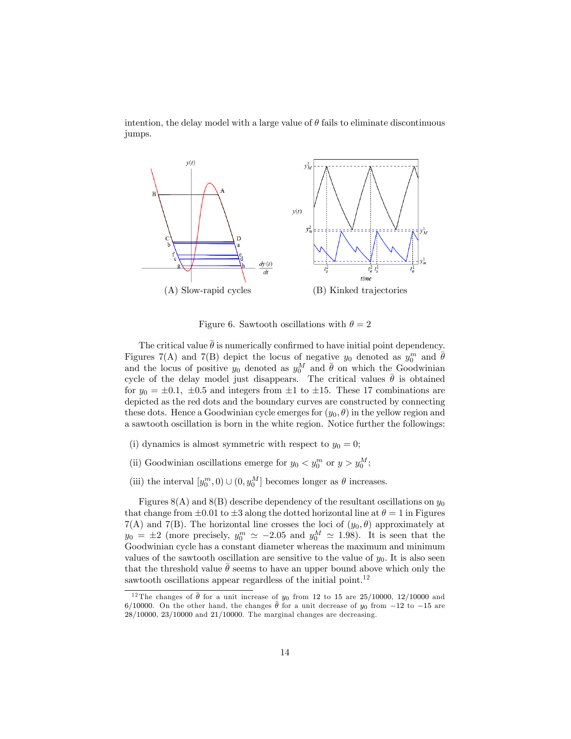intention, the delay model with a large value of $\theta$ fails to eliminate discontinuous jumps.

(A) Slow-rapid cycles

(B) Kinked trajectories

Figure 6. Sawtooth oscillations with $\theta = 2$

The critical value $\bar{\theta}$ is numerically confirmed to have initial point dependency. Figures 7(A) and 7(B) depict the locus of negative $y_0$ denoted as $y_0^m$ and $\bar{\theta}$ and the locus of positive $y_0$ denoted as $y_0^M$ and $\bar{\theta}$ on which the Goodwinian cycle of the delay model just disappears. The critical values $\bar{\theta}$ is obtained for $y_0 = \pm 0.1$, $\pm 0.5$ and integers from $\pm 1$ to $\pm 15$. These 17 combinations are depicted as the red dots and the boundary curves are constructed by connecting these dots. Hence a Goodwinian cycle emerges for $(y_0, \theta)$ in the yellow region and a sawtooth oscillation is born in the white region. Notice further the followings:

(i) dynamics is almost symmetric with respect to $y_0 = 0$;

(ii) Goodwinian oscillations emerge for $y_0 < y_0^m$ or $y > y_0^M$;

(iii) the interval $[y_0^m, 0) \cup (0, y_0^M]$ becomes longer as $\theta$ increases.

Figures 8(A) and 8(B) describe dependency of the resultant oscillations on $y_0$ that change from $\pm 0.01$ to $\pm 3$ along the dotted horizontal line at $\theta = 1$ in Figures 7(A) and 7(B). The horizontal line crosses the loci of $(y_0, \theta)$ approximately at $y_0 = \pm 2$ (more precisely, $y_0^m \simeq -2.05$ and $y_0^M \simeq 1.98$). It is seen that the Goodwinian cycle has a constant diameter whereas the maximum and minimum values of the sawtooth oscillation are sensitive to the value of $y_0$. It is also seen that the threshold value $\bar{\theta}$ seems to have an upper bound above which only the sawtooth oscillations appear regardless of the initial point.[12]

[12] The changes of $\bar{\theta}$ for a unit increase of $y_0$ from 12 to 15 are 25/10000, 12/10000 and 6/10000. On the other hand, the changes $\bar{\theta}$ for a unit decrease of $y_0$ from $-12$ to $-15$ are 28/10000, 23/10000 and 21/10000. The marginal changes are decreasing.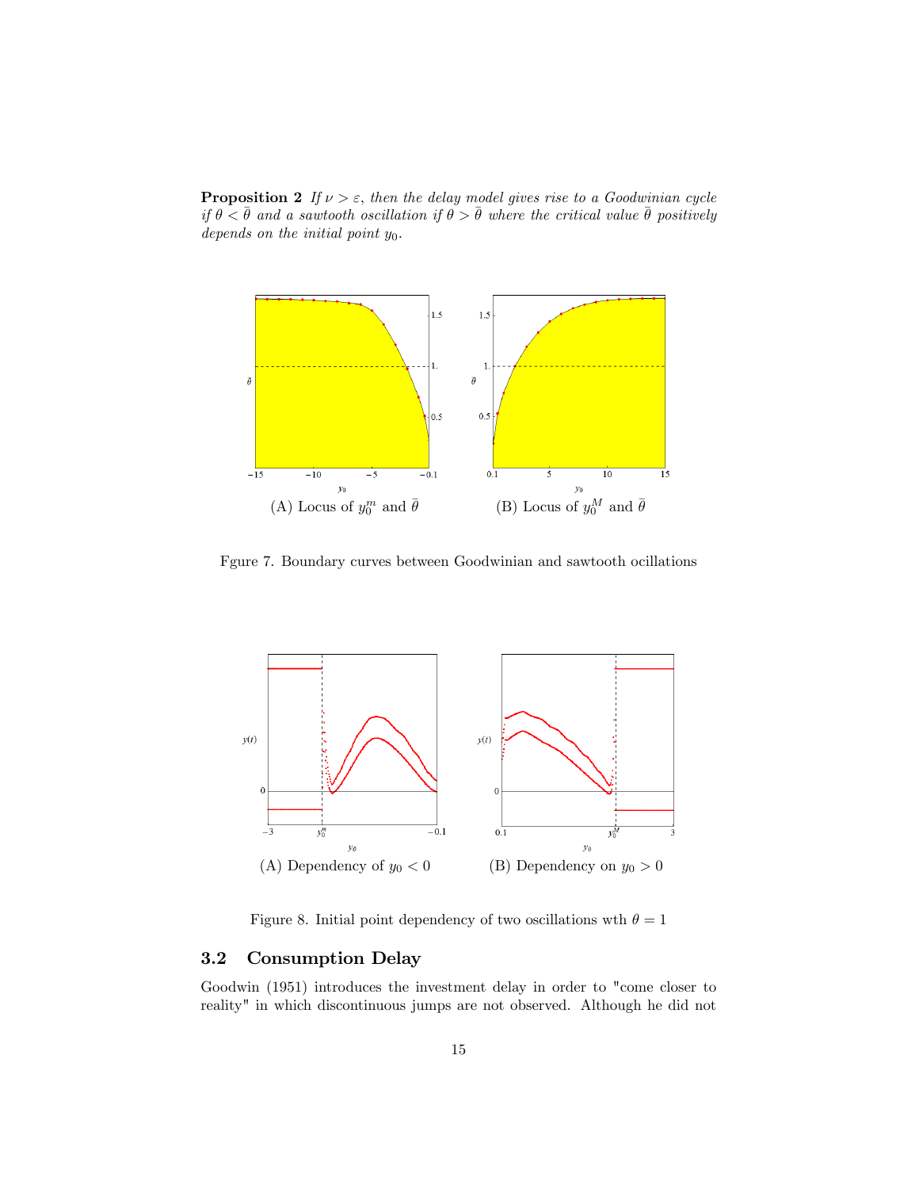**Proposition 2** *If $\nu > \varepsilon$, then the delay model gives rise to a Goodwinian cycle if $\theta < \bar{\theta}$ and a sawtooth oscillation if $\theta > \bar{\theta}$ where the critical value $\bar{\theta}$ positively depends on the initial point $y_0$.*

(A) Locus of $y_0^m$ and $\bar{\theta}$ (B) Locus of $y_0^M$ and $\bar{\theta}$

Fgure 7. Boundary curves between Goodwinian and sawtooth ocillations

(A) Dependency of $y_0 < 0$ (B) Dependency on $y_0 > 0$

Figure 8. Initial point dependency of two oscillations wth $\theta = 1$

## 3.2 Consumption Delay

Goodwin (1951) introduces the investment delay in order to "come closer to reality" in which discontinuous jumps are not observed. Although he did not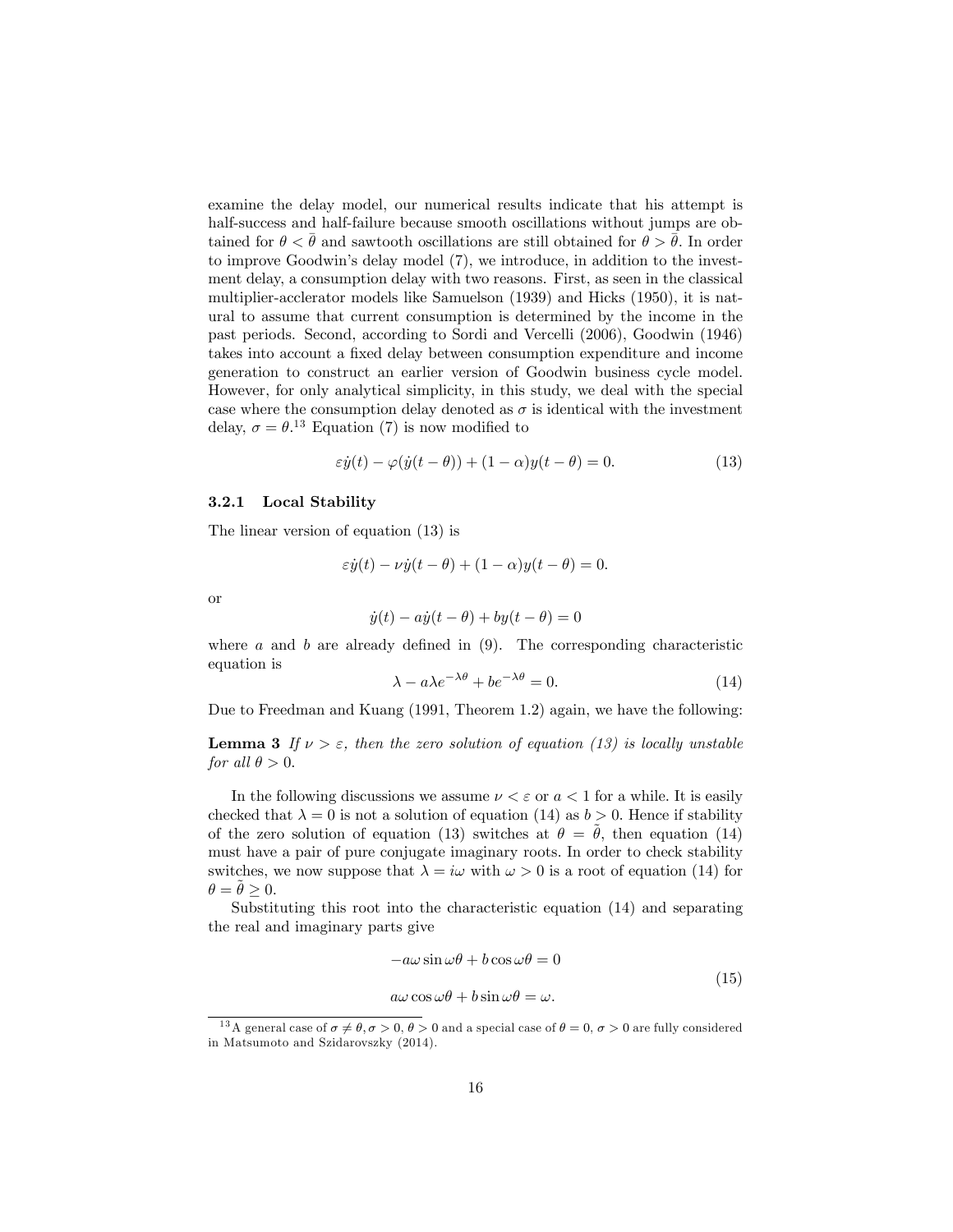examine the delay model, our numerical results indicate that his attempt is half-success and half-failure because smooth oscillations without jumps are obtained for $\theta < \bar{\theta}$ and sawtooth oscillations are still obtained for $\theta > \bar{\theta}$. In order to improve Goodwin's delay model (7), we introduce, in addition to the investment delay, a consumption delay with two reasons. First, as seen in the classical multiplier-acclerator models like Samuelson (1939) and Hicks (1950), it is natural to assume that current consumption is determined by the income in the past periods. Second, according to Sordi and Vercelli (2006), Goodwin (1946) takes into account a fixed delay between consumption expenditure and income generation to construct an earlier version of Goodwin business cycle model. However, for only analytical simplicity, in this study, we deal with the special case where the consumption delay denoted as $\sigma$ is identical with the investment delay, $\sigma = \theta$.[13] Equation (7) is now modified to

$$\varepsilon \dot{y}(t) - \varphi(\dot{y}(t-\theta)) + (1-\alpha)y(t-\theta) = 0. \tag{13}$$

### 3.2.1 Local Stability

The linear version of equation (13) is

$$\varepsilon \dot{y}(t) - \nu \dot{y}(t-\theta) + (1-\alpha)y(t-\theta) = 0.$$

or

$$\dot{y}(t) - a\dot{y}(t-\theta) + by(t-\theta) = 0$$

where $a$ and $b$ are already defined in (9). The corresponding characteristic equation is

$$\lambda - a\lambda e^{-\lambda\theta} + be^{-\lambda\theta} = 0. \tag{14}$$

Due to Freedman and Kuang (1991, Theorem 1.2) again, we have the following:

**Lemma 3** *If $\nu > \varepsilon$, then the zero solution of equation (13) is locally unstable for all $\theta > 0$.*

In the following discussions we assume $\nu < \varepsilon$ or $a < 1$ for a while. It is easily checked that $\lambda = 0$ is not a solution of equation (14) as $b > 0$. Hence if stability of the zero solution of equation (13) switches at $\theta = \tilde{\theta}$, then equation (14) must have a pair of pure conjugate imaginary roots. In order to check stability switches, we now suppose that $\lambda = i\omega$ with $\omega > 0$ is a root of equation (14) for $\theta = \tilde{\theta} \geq 0$.

Substituting this root into the characteristic equation (14) and separating the real and imaginary parts give

$$\begin{aligned} -a\omega \sin \omega\theta + b \cos \omega\theta &= 0 \\ a\omega \cos \omega\theta + b \sin \omega\theta &= \omega. \end{aligned} \tag{15}$$

[13] A general case of $\sigma \neq \theta, \sigma > 0, \theta > 0$ and a special case of $\theta = 0, \sigma > 0$ are fully considered in Matsumoto and Szidarovszky (2014).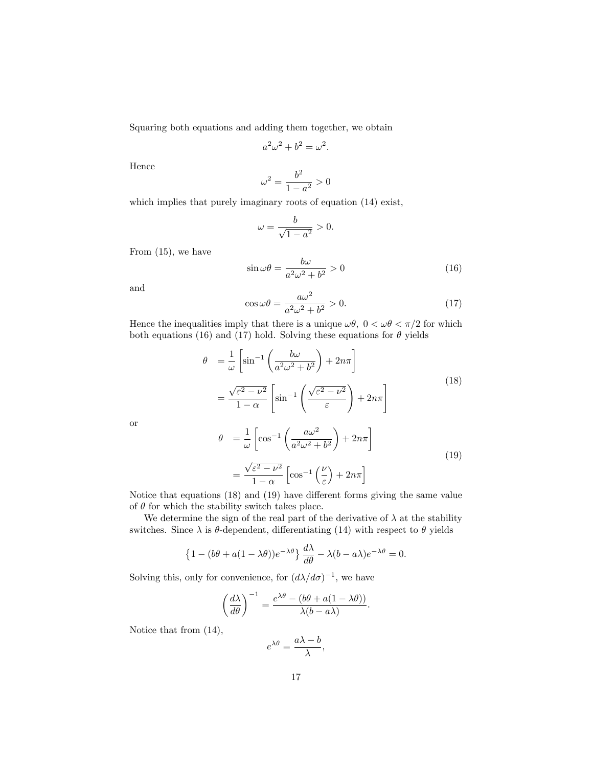Squaring both equations and adding them together, we obtain

$$a^2\omega^2 + b^2 = \omega^2.$$

Hence

$$\omega^2 = \frac{b^2}{1-a^2} > 0$$

which implies that purely imaginary roots of equation (14) exist,

$$\omega = \frac{b}{\sqrt{1-a^2}} > 0.$$

From (15), we have

$$\sin\omega\theta = \frac{b\omega}{a^2\omega^2 + b^2} > 0 \tag{16}$$

and

$$\cos\omega\theta = \frac{a\omega^2}{a^2\omega^2 + b^2} > 0. \tag{17}$$

Hence the inequalities imply that there is a unique $\omega\theta$, $0 < \omega\theta < \pi/2$ for which both equations (16) and (17) hold. Solving these equations for $\theta$ yields

$$\begin{aligned}
\theta &= \frac{1}{\omega}\left[\sin^{-1}\left(\frac{b\omega}{a^2\omega^2 + b^2}\right) + 2n\pi\right] \\
&= \frac{\sqrt{\varepsilon^2 - \nu^2}}{1-\alpha}\left[\sin^{-1}\left(\frac{\sqrt{\varepsilon^2 - \nu^2}}{\varepsilon}\right) + 2n\pi\right]
\end{aligned} \tag{18}$$

or

$$\begin{aligned}
\theta &= \frac{1}{\omega}\left[\cos^{-1}\left(\frac{a\omega^2}{a^2\omega^2 + b^2}\right) + 2n\pi\right] \\
&= \frac{\sqrt{\varepsilon^2 - \nu^2}}{1-\alpha}\left[\cos^{-1}\left(\frac{\nu}{\varepsilon}\right) + 2n\pi\right]
\end{aligned} \tag{19}$$

Notice that equations (18) and (19) have different forms giving the same value of $\theta$ for which the stability switch takes place.

We determine the sign of the real part of the derivative of $\lambda$ at the stability switches. Since $\lambda$ is $\theta$-dependent, differentiating (14) with respect to $\theta$ yields

$$\left\{1 - (b\theta + a(1-\lambda\theta))e^{-\lambda\theta}\right\}\frac{d\lambda}{d\theta} - \lambda(b - a\lambda)e^{-\lambda\theta} = 0.$$

Solving this, only for convenience, for $(d\lambda/d\sigma)^{-1}$, we have

$$\left(\frac{d\lambda}{d\theta}\right)^{-1} = \frac{e^{\lambda\theta} - (b\theta + a(1-\lambda\theta))}{\lambda(b - a\lambda)}.$$

Notice that from (14),

$$e^{\lambda\theta} = \frac{a\lambda - b}{\lambda},$$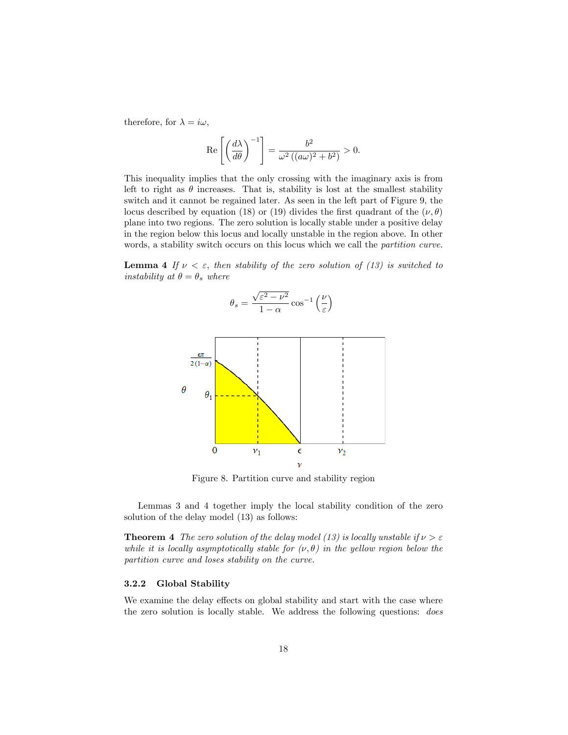therefore, for $\lambda = i\omega$,

$$\operatorname{Re}\left[\left(\frac{d\lambda}{d\theta}\right)^{-1}\right] = \frac{b^2}{\omega^2\left((a\omega)^2 + b^2\right)} > 0.$$

This inequality implies that the only crossing with the imaginary axis is from left to right as $\theta$ increases. That is, stability is lost at the smallest stability switch and it cannot be regained later. As seen in the left part of Figure 9, the locus described by equation (18) or (19) divides the first quadrant of the $(\nu, \theta)$ plane into two regions. The zero solution is locally stable under a positive delay in the region below this locus and locally unstable in the region above. In other words, a stability switch occurs on this locus which we call the *partition curve*.

**Lemma 4** *If $\nu < \varepsilon$, then stability of the zero solution of (13) is switched to instability at $\theta = \theta_s$ where*

$$\theta_s = \frac{\sqrt{\varepsilon^2 - \nu^2}}{1 - \alpha} \cos^{-1}\left(\frac{\nu}{\varepsilon}\right)$$

Figure 8. Partition curve and stability region

Lemmas 3 and 4 together imply the local stability condition of the zero solution of the delay model (13) as follows:

**Theorem 4** *The zero solution of the delay model (13) is locally unstable if $\nu > \varepsilon$ while it is locally asymptotically stable for $(\nu, \theta)$ in the yellow region below the partition curve and loses stability on the curve.*

#### 3.2.2 Global Stability

We examine the delay effects on global stability and start with the case where the zero solution is locally stable. We address the following questions: *does*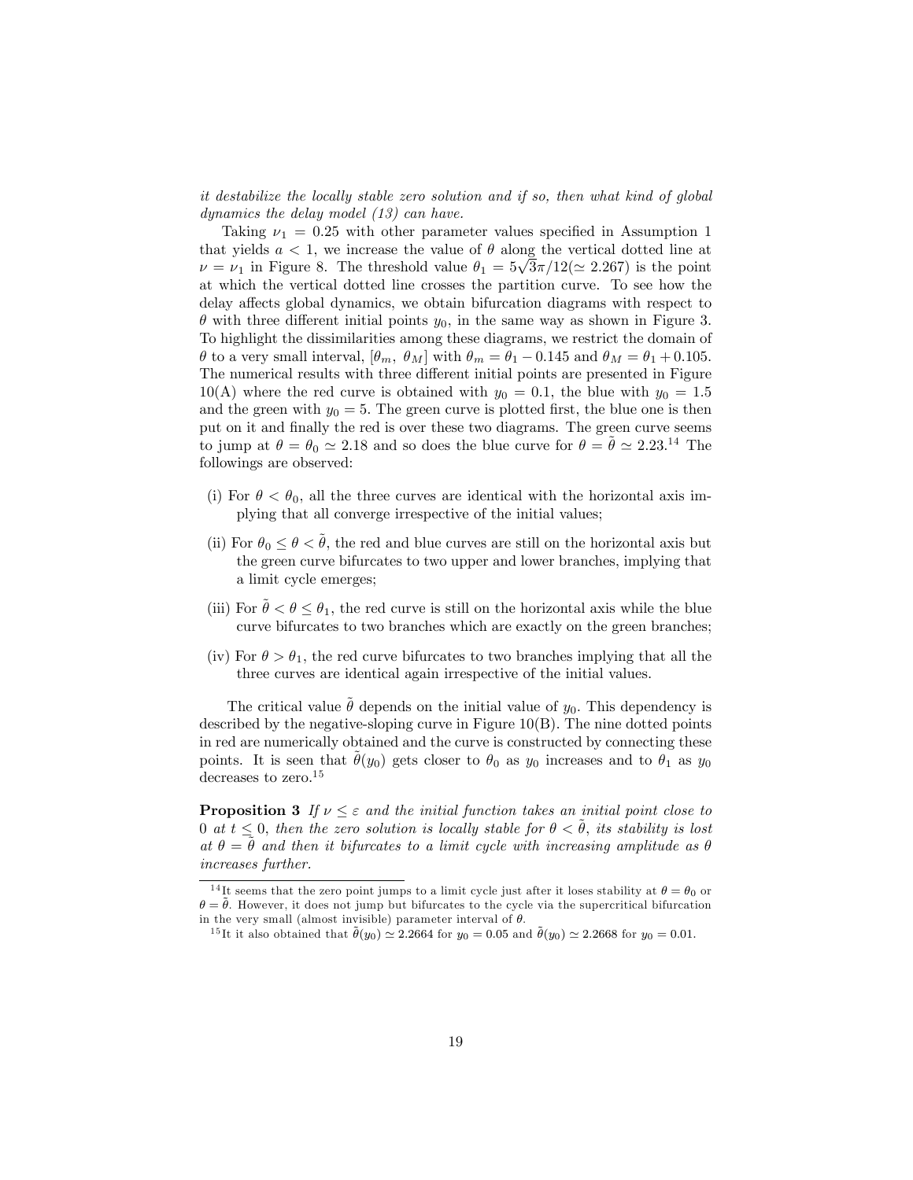*it destabilize the locally stable zero solution and if so, then what kind of global dynamics the delay model (13) can have.*

Taking $\nu_1 = 0.25$ with other parameter values specified in Assumption 1 that yields $a < 1$, we increase the value of $\theta$ along the vertical dotted line at $\nu = \nu_1$ in Figure 8. The threshold value $\theta_1 = 5\sqrt{3}\pi/12 (\simeq 2.267)$ is the point at which the vertical dotted line crosses the partition curve. To see how the delay affects global dynamics, we obtain bifurcation diagrams with respect to $\theta$ with three different initial points $y_0$, in the same way as shown in Figure 3. To highlight the dissimilarities among these diagrams, we restrict the domain of $\theta$ to a very small interval, $[\theta_m, \theta_M]$ with $\theta_m = \theta_1 - 0.145$ and $\theta_M = \theta_1 + 0.105$. The numerical results with three different initial points are presented in Figure 10(A) where the red curve is obtained with $y_0 = 0.1$, the blue with $y_0 = 1.5$ and the green with $y_0 = 5$. The green curve is plotted first, the blue one is then put on it and finally the red is over these two diagrams. The green curve seems to jump at $\theta = \theta_0 \simeq 2.18$ and so does the blue curve for $\theta = \tilde{\theta} \simeq 2.23$.[14] The followings are observed:

(i) For $\theta < \theta_0$, all the three curves are identical with the horizontal axis implying that all converge irrespective of the initial values;

(ii) For $\theta_0 \leq \theta < \tilde{\theta}$, the red and blue curves are still on the horizontal axis but the green curve bifurcates to two upper and lower branches, implying that a limit cycle emerges;

(iii) For $\tilde{\theta} < \theta \leq \theta_1$, the red curve is still on the horizontal axis while the blue curve bifurcates to two branches which are exactly on the green branches;

(iv) For $\theta > \theta_1$, the red curve bifurcates to two branches implying that all the three curves are identical again irrespective of the initial values.

The critical value $\tilde{\theta}$ depends on the initial value of $y_0$. This dependency is described by the negative-sloping curve in Figure 10(B). The nine dotted points in red are numerically obtained and the curve is constructed by connecting these points. It is seen that $\tilde{\theta}(y_0)$ gets closer to $\theta_0$ as $y_0$ increases and to $\theta_1$ as $y_0$ decreases to zero.[15]

**Proposition 3** *If $\nu \leq \varepsilon$ and the initial function takes an initial point close to 0 at $t \leq 0$, then the zero solution is locally stable for $\theta < \tilde{\theta}$, its stability is lost at $\theta = \tilde{\theta}$ and then it bifurcates to a limit cycle with increasing amplitude as $\theta$ increases further.*

---

[14] It seems that the zero point jumps to a limit cycle just after it loses stability at $\theta = \theta_0$ or $\theta = \tilde{\theta}$. However, it does not jump but bifurcates to the cycle via the supercritical bifurcation in the very small (almost invisible) parameter interval of $\theta$.

[15] It it also obtained that $\tilde{\theta}(y_0) \simeq 2.2664$ for $y_0 = 0.05$ and $\tilde{\theta}(y_0) \simeq 2.2668$ for $y_0 = 0.01$.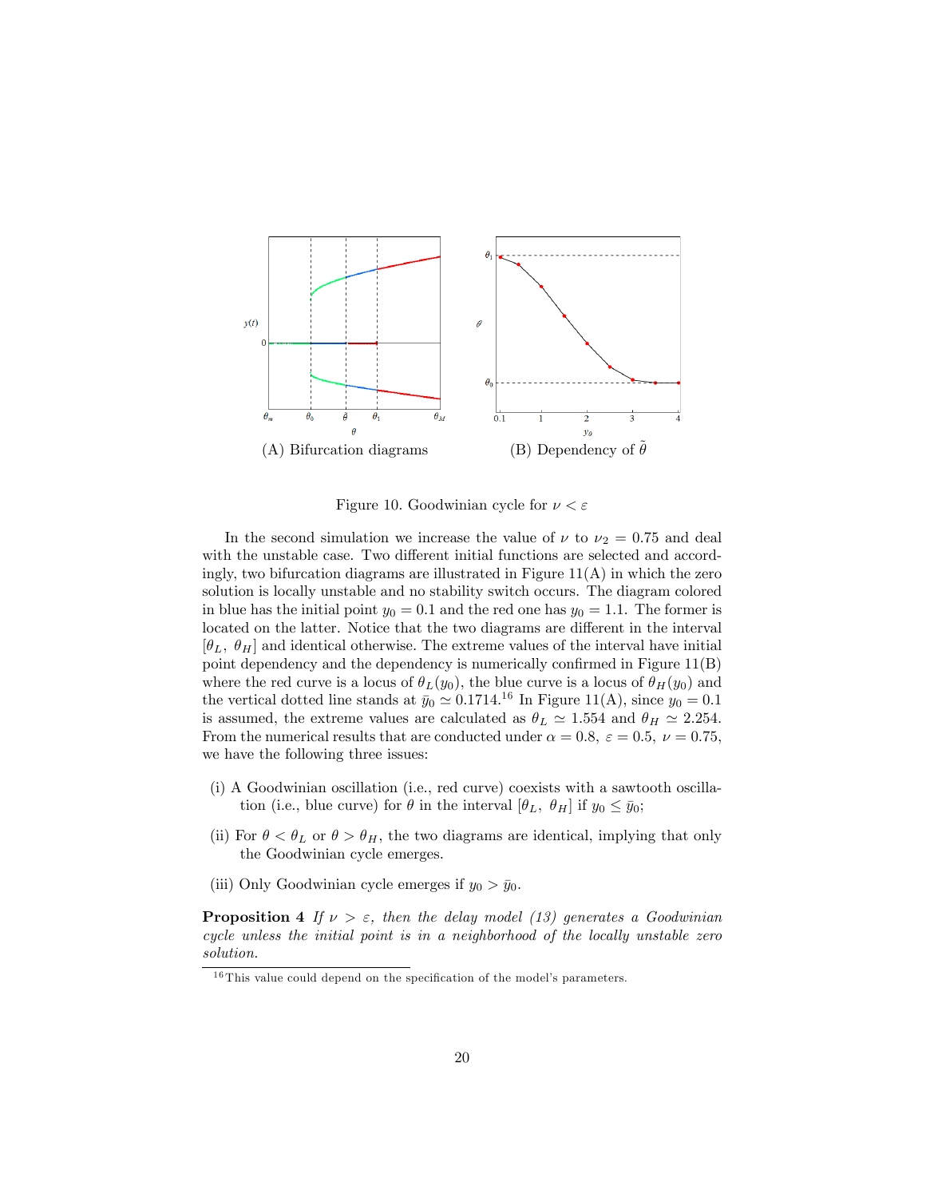(A) Bifurcation diagrams

(B) Dependency of $\tilde{\theta}$

Figure 10. Goodwinian cycle for $\nu < \varepsilon$

In the second simulation we increase the value of $\nu$ to $\nu_2 = 0.75$ and deal with the unstable case. Two different initial functions are selected and accordingly, two bifurcation diagrams are illustrated in Figure 11(A) in which the zero solution is locally unstable and no stability switch occurs. The diagram colored in blue has the initial point $y_0 = 0.1$ and the red one has $y_0 = 1.1$. The former is located on the latter. Notice that the two diagrams are different in the interval $[\theta_L, \ \theta_H]$ and identical otherwise. The extreme values of the interval have initial point dependency and the dependency is numerically confirmed in Figure 11(B) where the red curve is a locus of $\theta_L(y_0)$, the blue curve is a locus of $\theta_H(y_0)$ and the vertical dotted line stands at $\bar{y}_0 \simeq 0.1714$.[16] In Figure 11(A), since $y_0 = 0.1$ is assumed, the extreme values are calculated as $\theta_L \simeq 1.554$ and $\theta_H \simeq 2.254$. From the numerical results that are conducted under $\alpha = 0.8$, $\varepsilon = 0.5$, $\nu = 0.75$, we have the following three issues:

(i) A Goodwinian oscillation (i.e., red curve) coexists with a sawtooth oscillation (i.e., blue curve) for $\theta$ in the interval $[\theta_L, \ \theta_H]$ if $y_0 \leq \bar{y}_0$;

(ii) For $\theta < \theta_L$ or $\theta > \theta_H$, the two diagrams are identical, implying that only the Goodwinian cycle emerges.

(iii) Only Goodwinian cycle emerges if $y_0 > \bar{y}_0$.

**Proposition 4** *If $\nu > \varepsilon$, then the delay model (13) generates a Goodwinian cycle unless the initial point is in a neighborhood of the locally unstable zero solution.*

[16] This value could depend on the specification of the model's parameters.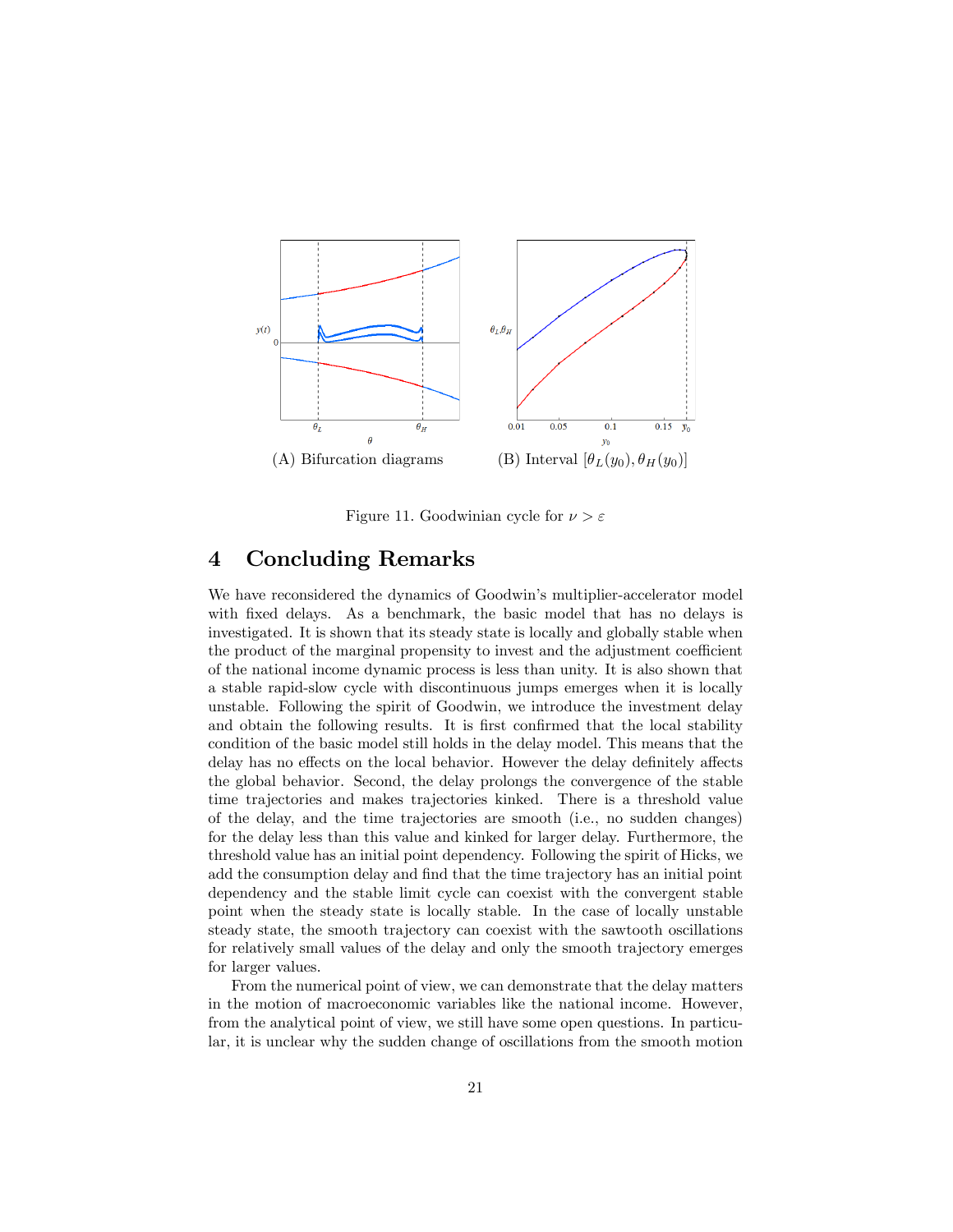(A) Bifurcation diagrams

(B) Interval $[\theta_L(y_0), \theta_H(y_0)]$

Figure 11. Goodwinian cycle for $\nu > \varepsilon$

# 4 Concluding Remarks

We have reconsidered the dynamics of Goodwin's multiplier-accelerator model with fixed delays. As a benchmark, the basic model that has no delays is investigated. It is shown that its steady state is locally and globally stable when the product of the marginal propensity to invest and the adjustment coefficient of the national income dynamic process is less than unity. It is also shown that a stable rapid-slow cycle with discontinuous jumps emerges when it is locally unstable. Following the spirit of Goodwin, we introduce the investment delay and obtain the following results. It is first confirmed that the local stability condition of the basic model still holds in the delay model. This means that the delay has no effects on the local behavior. However the delay definitely affects the global behavior. Second, the delay prolongs the convergence of the stable time trajectories and makes trajectories kinked. There is a threshold value of the delay, and the time trajectories are smooth (i.e., no sudden changes) for the delay less than this value and kinked for larger delay. Furthermore, the threshold value has an initial point dependency. Following the spirit of Hicks, we add the consumption delay and find that the time trajectory has an initial point dependency and the stable limit cycle can coexist with the convergent stable point when the steady state is locally stable. In the case of locally unstable steady state, the smooth trajectory can coexist with the sawtooth oscillations for relatively small values of the delay and only the smooth trajectory emerges for larger values.

From the numerical point of view, we can demonstrate that the delay matters in the motion of macroeconomic variables like the national income. However, from the analytical point of view, we still have some open questions. In particular, it is unclear why the sudden change of oscillations from the smooth motion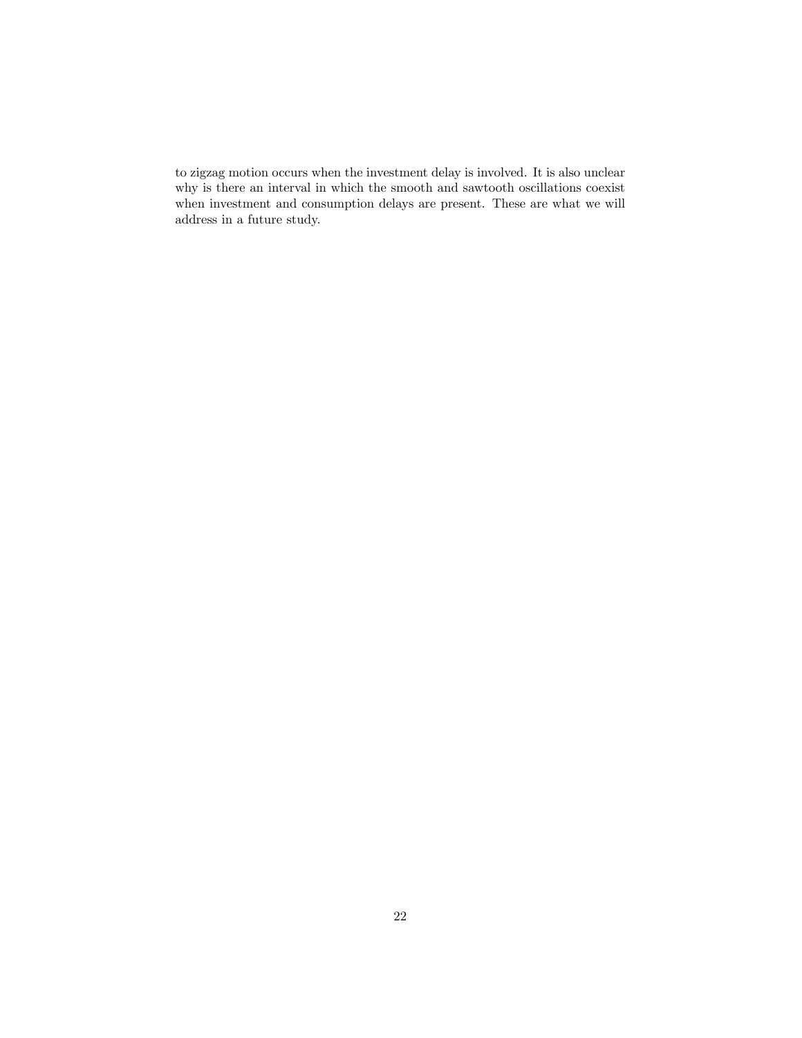to zigzag motion occurs when the investment delay is involved. It is also unclear why is there an interval in which the smooth and sawtooth oscillations coexist when investment and consumption delays are present. These are what we will address in a future study.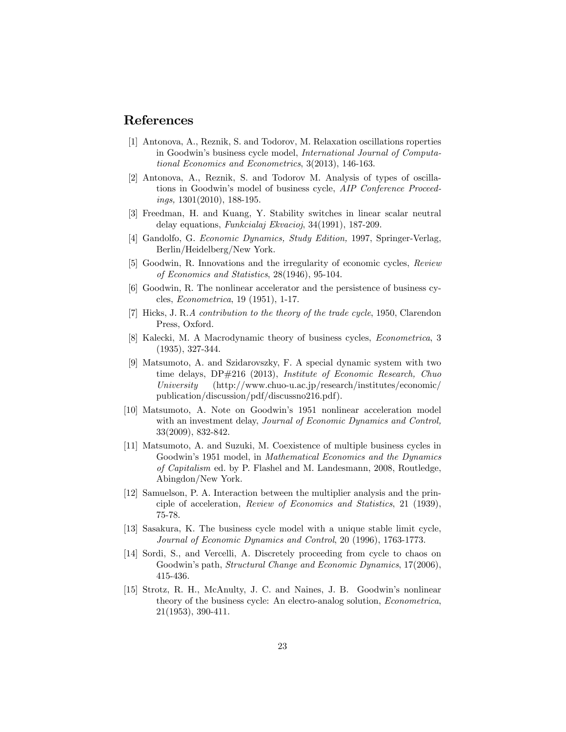## References

[1] Antonova, A., Reznik, S. and Todorov, M. Relaxation oscillations roperties in Goodwin's business cycle model, *International Journal of Computational Economics and Econometrics*, 3(2013), 146-163.

[2] Antonova, A., Reznik, S. and Todorov M. Analysis of types of oscillations in Goodwin's model of business cycle, *AIP Conference Proceedings,* 1301(2010), 188-195.

[3] Freedman, H. and Kuang, Y. Stability switches in linear scalar neutral delay equations, *Funkcialaj Ekvacioj*, 34(1991), 187-209.

[4] Gandolfo, G. *Economic Dynamics, Study Edition,* 1997, Springer-Verlag, Berlin/Heidelberg/New York.

[5] Goodwin, R. Innovations and the irregularity of economic cycles, *Review of Economics and Statistics*, 28(1946), 95-104.

[6] Goodwin, R. The nonlinear accelerator and the persistence of business cycles, *Econometrica*, 19 (1951), 1-17.

[7] Hicks, J. R.*A contribution to the theory of the trade cycle*, 1950, Clarendon Press, Oxford.

[8] Kalecki, M. A Macrodynamic theory of business cycles, *Econometrica*, 3 (1935), 327-344.

[9] Matsumoto, A. and Szidarovszky, F. A special dynamic system with two time delays, DP#216 (2013), *Institute of Economic Research, Chuo University* (http://www.chuo-u.ac.jp/research/institutes/economic/publication/discussion/pdf/discussno216.pdf).

[10] Matsumoto, A. Note on Goodwin's 1951 nonlinear acceleration model with an investment delay, *Journal of Economic Dynamics and Control,* 33(2009), 832-842.

[11] Matsumoto, A. and Suzuki, M. Coexistence of multiple business cycles in Goodwin's 1951 model, in *Mathematical Economics and the Dynamics of Capitalism* ed. by P. Flashel and M. Landesmann, 2008, Routledge, Abingdon/New York.

[12] Samuelson, P. A. Interaction between the multiplier analysis and the principle of acceleration, *Review of Economics and Statistics*, 21 (1939), 75-78.

[13] Sasakura, K. The business cycle model with a unique stable limit cycle, *Journal of Economic Dynamics and Control*, 20 (1996), 1763-1773.

[14] Sordi, S., and Vercelli, A. Discretely proceeding from cycle to chaos on Goodwin's path, *Structural Change and Economic Dynamics*, 17(2006), 415-436.

[15] Strotz, R. H., McAnulty, J. C. and Naines, J. B. Goodwin's nonlinear theory of the business cycle: An electro-analog solution, *Econometrica*, 21(1953), 390-411.